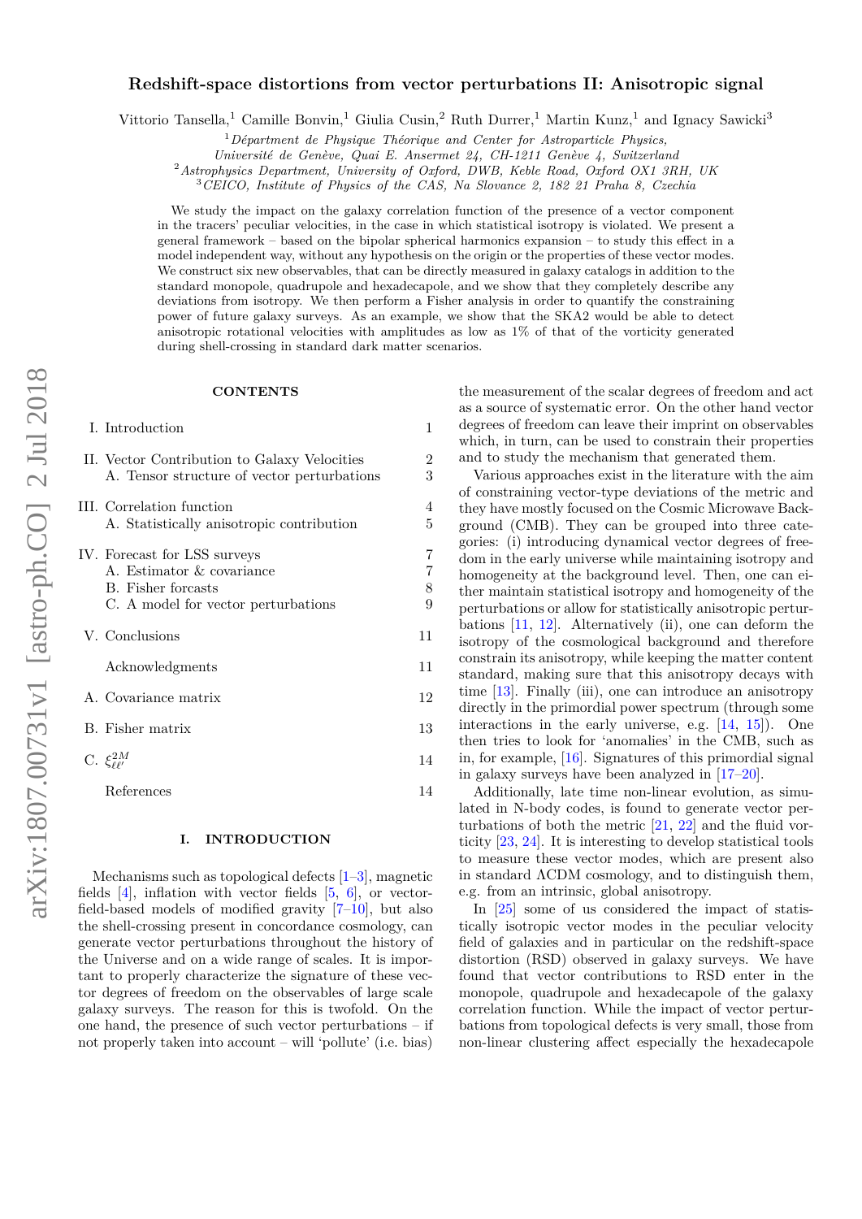# Redshift-space distortions from vector perturbations II: Anisotropic signal

Vittorio Tansella,[1] Camille Bonvin,[1] Giulia Cusin,[2] Ruth Durrer,[1] Martin Kunz,[1] and Ignacy Sawicki[3]

[1] *Département de Physique Théorique and Center for Astroparticle Physics, Université de Genève, Quai E. Ansermet 24, CH-1211 Genève 4, Switzerland*

[2] *Astrophysics Department, University of Oxford, DWB, Keble Road, Oxford OX1 3RH, UK*

[3] *CEICO, Institute of Physics of the CAS, Na Slovance 2, 182 21 Praha 8, Czechia*

We study the impact on the galaxy correlation function of the presence of a vector component in the tracers' peculiar velocities, in the case in which statistical isotropy is violated. We present a general framework – based on the bipolar spherical harmonics expansion – to study this effect in a model independent way, without any hypothesis on the origin or the properties of these vector modes. We construct six new observables, that can be directly measured in galaxy catalogs in addition to the standard monopole, quadrupole and hexadecapole, and we show that they completely describe any deviations from isotropy. We then perform a Fisher analysis in order to quantify the constraining power of future galaxy surveys. As an example, we show that the SKA2 would be able to detect anisotropic rotational velocities with amplitudes as low as 1% of that of the vorticity generated during shell-crossing in standard dark matter scenarios.

## CONTENTS

| | | |
|---|---|---|
| I. | Introduction | 1 |
| II. | Vector Contribution to Galaxy Velocities | 2 |
| | A. Tensor structure of vector perturbations | 3 |
| III. | Correlation function | 4 |
| | A. Statistically anisotropic contribution | 5 |
| IV. | Forecast for LSS surveys | 7 |
| | A. Estimator & covariance | 7 |
| | B. Fisher forcasts | 8 |
| | C. A model for vector perturbations | 9 |
| V. | Conclusions | 11 |
| | Acknowledgments | 11 |
| A. | Covariance matrix | 12 |
| B. | Fisher matrix | 13 |
| C. | $\xi^{2M}_{\ell\ell'}$ | 14 |
| | References | 14 |

## I. INTRODUCTION

Mechanisms such as topological defects [1–3], magnetic fields [4], inflation with vector fields [5, 6], or vector-field-based models of modified gravity [7–10], but also the shell-crossing present in concordance cosmology, can generate vector perturbations throughout the history of the Universe and on a wide range of scales. It is important to properly characterize the signature of these vector degrees of freedom on the observables of large scale galaxy surveys. The reason for this is twofold. On the one hand, the presence of such vector perturbations – if not properly taken into account – will 'pollute' (i.e. bias) the measurement of the scalar degrees of freedom and act as a source of systematic error. On the other hand vector degrees of freedom can leave their imprint on observables which, in turn, can be used to constrain their properties and to study the mechanism that generated them.

Various approaches exist in the literature with the aim of constraining vector-type deviations of the metric and they have mostly focused on the Cosmic Microwave Background (CMB). They can be grouped into three categories: (i) introducing dynamical vector degrees of freedom in the early universe while maintaining isotropy and homogeneity at the background level. Then, one can either maintain statistical isotropy and homogeneity of the perturbations or allow for statistically anisotropic perturbations [11, 12]. Alternatively (ii), one can deform the isotropy of the cosmological background and therefore constrain its anisotropy, while keeping the matter content standard, making sure that this anisotropy decays with time [13]. Finally (iii), one can introduce an anisotropy directly in the primordial power spectrum (through some interactions in the early universe, e.g. [14, 15]). One then tries to look for 'anomalies' in the CMB, such as in, for example, [16]. Signatures of this primordial signal in galaxy surveys have been analyzed in [17–20].

Additionally, late time non-linear evolution, as simulated in N-body codes, is found to generate vector perturbations of both the metric [21, 22] and the fluid vorticity [23, 24]. It is interesting to develop statistical tools to measure these vector modes, which are present also in standard ΛCDM cosmology, and to distinguish them, e.g. from an intrinsic, global anisotropy.

In [25] some of us considered the impact of statistically isotropic vector modes in the peculiar velocity field of galaxies and in particular on the redshift-space distortion (RSD) observed in galaxy surveys. We have found that vector contributions to RSD enter in the monopole, quadrupole and hexadecapole of the galaxy correlation function. While the impact of vector perturbations from topological defects is very small, those from non-linear clustering affect especially the hexadecapole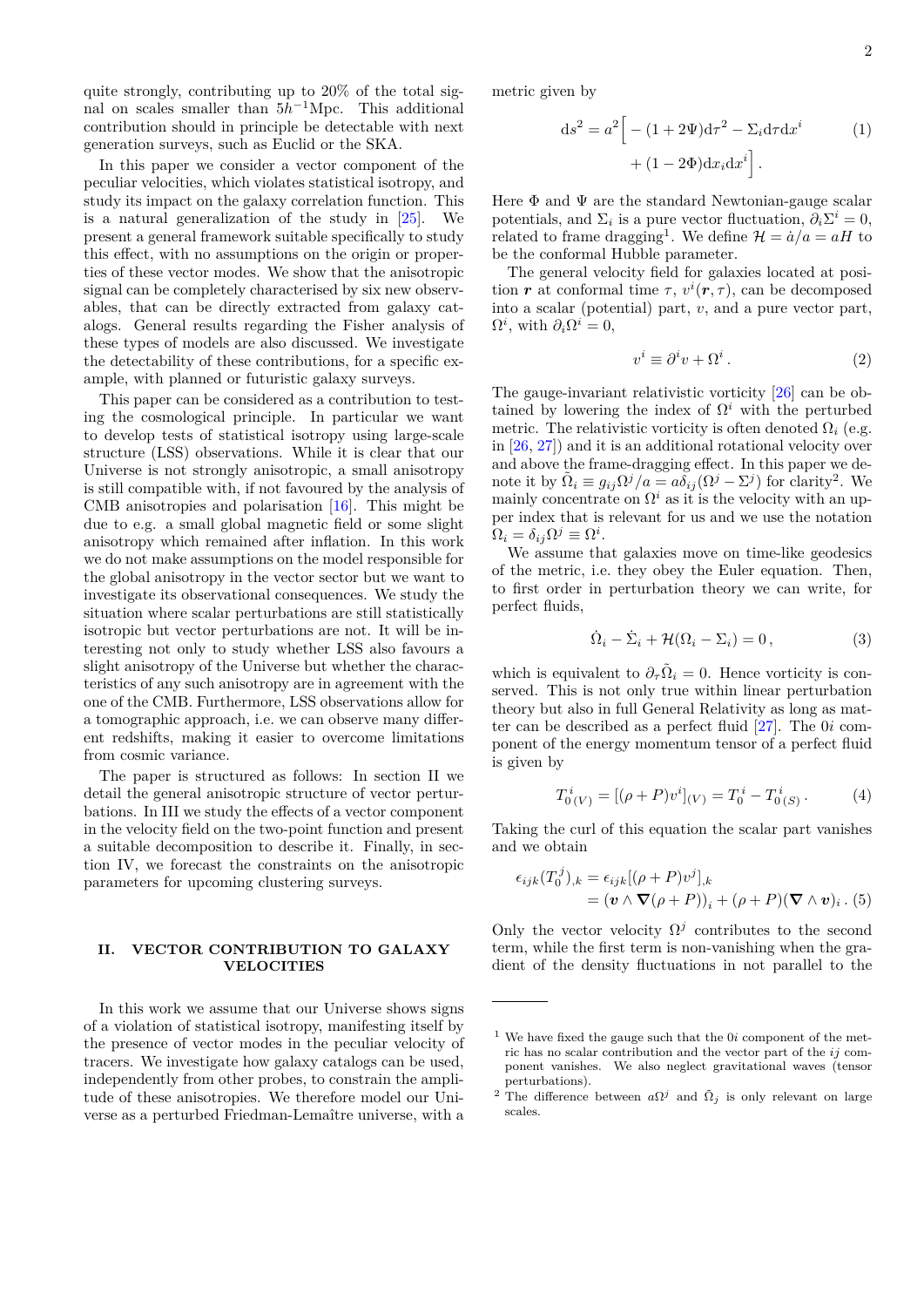quite strongly, contributing up to 20% of the total signal on scales smaller than $5h^{-1}$Mpc. This additional contribution should in principle be detectable with next generation surveys, such as Euclid or the SKA.

In this paper we consider a vector component of the peculiar velocities, which violates statistical isotropy, and study its impact on the galaxy correlation function. This is a natural generalization of the study in [25]. We present a general framework suitable specifically to study this effect, with no assumptions on the origin or properties of these vector modes. We show that the anisotropic signal can be completely characterised by six new observables, that can be directly extracted from galaxy catalogs. General results regarding the Fisher analysis of these types of models are also discussed. We investigate the detectability of these contributions, for a specific example, with planned or futuristic galaxy surveys.

This paper can be considered as a contribution to testing the cosmological principle. In particular we want to develop tests of statistical isotropy using large-scale structure (LSS) observations. While it is clear that our Universe is not strongly anisotropic, a small anisotropy is still compatible with, if not favoured by the analysis of CMB anisotropies and polarisation [16]. This might be due to e.g. a small global magnetic field or some slight anisotropy which remained after inflation. In this work we do not make assumptions on the model responsible for the global anisotropy in the vector sector but we want to investigate its observational consequences. We study the situation where scalar perturbations are still statistically isotropic but vector perturbations are not. It will be interesting not only to study whether LSS also favours a slight anisotropy of the Universe but whether the characteristics of any such anisotropy are in agreement with the one of the CMB. Furthermore, LSS observations allow for a tomographic approach, i.e. we can observe many different redshifts, making it easier to overcome limitations from cosmic variance.

The paper is structured as follows: In section II we detail the general anisotropic structure of vector perturbations. In III we study the effects of a vector component in the velocity field on the two-point function and present a suitable decomposition to describe it. Finally, in section IV, we forecast the constraints on the anisotropic parameters for upcoming clustering surveys.

## II. VECTOR CONTRIBUTION TO GALAXY VELOCITIES

In this work we assume that our Universe shows signs of a violation of statistical isotropy, manifesting itself by the presence of vector modes in the peculiar velocity of tracers. We investigate how galaxy catalogs can be used, independently from other probes, to constrain the amplitude of these anisotropies. We therefore model our Universe as a perturbed Friedman-Lemaître universe, with a metric given by

$$\mathrm{d}s^2 = a^2\Big[-(1+2\Psi)\mathrm{d}\tau^2 - \Sigma_i \mathrm{d}\tau \mathrm{d}x^i + (1-2\Phi)\mathrm{d}x_i \mathrm{d}x^i\Big]. \tag{1}$$

Here $\Phi$ and $\Psi$ are the standard Newtonian-gauge scalar potentials, and $\Sigma_i$ is a pure vector fluctuation, $\partial_i \Sigma^i = 0$, related to frame dragging[1]. We define $\mathcal{H} = \dot{a}/a = aH$ to be the conformal Hubble parameter.

The general velocity field for galaxies located at position $\boldsymbol{r}$ at conformal time $\tau$, $v^i(\boldsymbol{r},\tau)$, can be decomposed into a scalar (potential) part, $v$, and a pure vector part, $\Omega^i$, with $\partial_i \Omega^i = 0$,

$$v^i \equiv \partial^i v + \Omega^i. \tag{2}$$

The gauge-invariant relativistic vorticity [26] can be obtained by lowering the index of $\Omega^i$ with the perturbed metric. The relativistic vorticity is often denoted $\Omega_i$ (e.g. in [26, 27]) and it is an additional rotational velocity over and above the frame-dragging effect. In this paper we denote it by $\tilde{\Omega}_i \equiv g_{ij}\Omega^j/a = a\delta_{ij}(\Omega^j - \Sigma^j)$ for clarity[2]. We mainly concentrate on $\Omega^i$ as it is the velocity with an upper index that is relevant for us and we use the notation $\Omega_i = \delta_{ij}\Omega^j \equiv \Omega^i$.

We assume that galaxies move on time-like geodesics of the metric, i.e. they obey the Euler equation. Then, to first order in perturbation theory we can write, for perfect fluids,

$$\dot{\Omega}_i - \dot{\Sigma}_i + \mathcal{H}(\Omega_i - \Sigma_i) = 0, \tag{3}$$

which is equivalent to $\partial_\tau \tilde{\Omega}_i = 0$. Hence vorticity is conserved. This is not only true within linear perturbation theory but also in full General Relativity as long as matter can be described as a perfect fluid [27]. The $0i$ component of the energy momentum tensor of a perfect fluid is given by

$$T^{\,i}_{0\,(V)} = [(\rho+P)v^i]_{(V)} = T^{\,i}_0 - T^{\,i}_{0\,(S)}. \tag{4}$$

Taking the curl of this equation the scalar part vanishes and we obtain

$$\begin{aligned}\epsilon_{ijk}(T^{\,j}_0)_{,k} &= \epsilon_{ijk}[(\rho+P)v^j]_{,k} \\ &= (\boldsymbol{v}\wedge\boldsymbol{\nabla}(\rho+P))_i + (\rho+P)(\boldsymbol{\nabla}\wedge\boldsymbol{v})_i\,. \end{aligned} \tag{5}$$

Only the vector velocity $\Omega^j$ contributes to the second term, while the first term is non-vanishing when the gradient of the density fluctuations in not parallel to the

---

[1] We have fixed the gauge such that the $0i$ component of the metric has no scalar contribution and the vector part of the $ij$ component vanishes. We also neglect gravitational waves (tensor perturbations).

[2] The difference between $a\Omega^j$ and $\tilde{\Omega}_j$ is only relevant on large scales.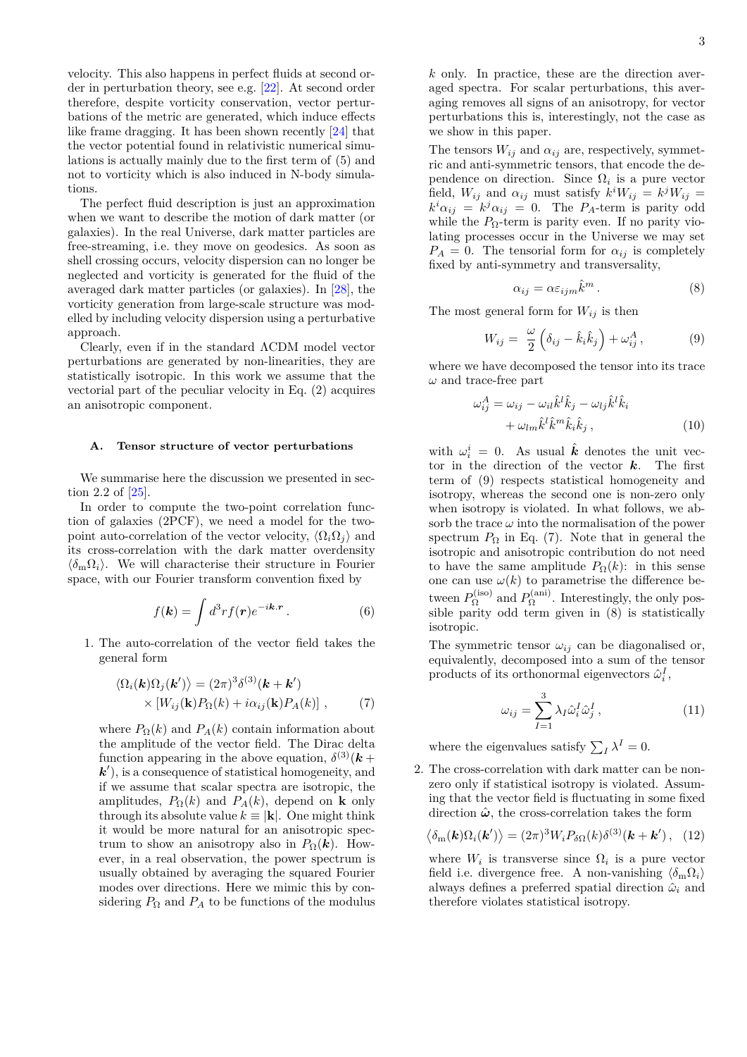velocity. This also happens in perfect fluids at second order in perturbation theory, see e.g. [22]. At second order therefore, despite vorticity conservation, vector perturbations of the metric are generated, which induce effects like frame dragging. It has been shown recently [24] that the vector potential found in relativistic numerical simulations is actually mainly due to the first term of (5) and not to vorticity which is also induced in N-body simulations.

The perfect fluid description is just an approximation when we want to describe the motion of dark matter (or galaxies). In the real Universe, dark matter particles are free-streaming, i.e. they move on geodesics. As soon as shell crossing occurs, velocity dispersion can no longer be neglected and vorticity is generated for the fluid of the averaged dark matter particles (or galaxies). In [28], the vorticity generation from large-scale structure was modelled by including velocity dispersion using a perturbative approach.

Clearly, even if in the standard ΛCDM model vector perturbations are generated by non-linearities, they are statistically isotropic. In this work we assume that the vectorial part of the peculiar velocity in Eq. (2) acquires an anisotropic component.

### A. Tensor structure of vector perturbations

We summarise here the discussion we presented in section 2.2 of [25].

In order to compute the two-point correlation function of galaxies (2PCF), we need a model for the two-point auto-correlation of the vector velocity, $\langle \Omega_i \Omega_j \rangle$ and its cross-correlation with the dark matter overdensity $\langle \delta_{\rm m} \Omega_i \rangle$. We will characterise their structure in Fourier space, with our Fourier transform convention fixed by

$$f(\boldsymbol{k}) = \int d^3 r f(\boldsymbol{r}) e^{-i\boldsymbol{k}.\boldsymbol{r}} . \tag{6}$$

1. The auto-correlation of the vector field takes the general form

$$\begin{aligned}\left\langle \Omega_i(\boldsymbol{k}) \Omega_j(\boldsymbol{k}') \right\rangle &= (2\pi)^3 \delta^{(3)}(\boldsymbol{k}+\boldsymbol{k}') \\ &\times \left[ W_{ij}(\mathbf{k}) P_\Omega(k) + i\alpha_{ij}(\mathbf{k}) P_A(k) \right] ,\end{aligned} \tag{7}$$

where $P_\Omega(k)$ and $P_A(k)$ contain information about the amplitude of the vector field. The Dirac delta function appearing in the above equation, $\delta^{(3)}(\boldsymbol{k}+\boldsymbol{k}')$, is a consequence of statistical homogeneity, and if we assume that scalar spectra are isotropic, the amplitudes, $P_\Omega(k)$ and $P_A(k)$, depend on $\mathbf{k}$ only through its absolute value $k \equiv |\mathbf{k}|$. One might think it would be more natural for an anisotropic spectrum to show an anisotropy also in $P_\Omega(\boldsymbol{k})$. However, in a real observation, the power spectrum is usually obtained by averaging the squared Fourier modes over directions. Here we mimic this by considering $P_\Omega$ and $P_A$ to be functions of the modulus $k$ only. In practice, these are the direction averaged spectra. For scalar perturbations, this averaging removes all signs of an anisotropy, for vector perturbations this is, interestingly, not the case as we show in this paper.

The tensors $W_{ij}$ and $\alpha_{ij}$ are, respectively, symmetric and anti-symmetric tensors, that encode the dependence on direction. Since $\Omega_i$ is a pure vector field, $W_{ij}$ and $\alpha_{ij}$ must satisfy $k^i W_{ij} = k^j W_{ij} = k^i \alpha_{ij} = k^j \alpha_{ij} = 0$. The $P_A$-term is parity odd while the $P_\Omega$-term is parity even. If no parity violating processes occur in the Universe we may set $P_A = 0$. The tensorial form for $\alpha_{ij}$ is completely fixed by anti-symmetry and transversality,

$$\alpha_{ij} = \alpha \varepsilon_{ijm} \hat{k}^m . \tag{8}$$

The most general form for $W_{ij}$ is then

$$W_{ij} = \frac{\omega}{2} \left( \delta_{ij} - \hat{k}_i \hat{k}_j \right) + \omega^A_{ij} , \tag{9}$$

where we have decomposed the tensor into its trace $\omega$ and trace-free part

$$\begin{aligned}\omega^A_{ij} = \omega_{ij} &- \omega_{il} \hat{k}^l \hat{k}_j - \omega_{lj} \hat{k}^l \hat{k}_i \\ &+ \omega_{lm} \hat{k}^l \hat{k}^m \hat{k}_i \hat{k}_j ,\end{aligned} \tag{10}$$

with $\omega^i_i = 0$. As usual $\hat{\boldsymbol{k}}$ denotes the unit vector in the direction of the vector $\boldsymbol{k}$. The first term of (9) respects statistical homogeneity and isotropy, whereas the second one is non-zero only when isotropy is violated. In what follows, we absorb the trace $\omega$ into the normalisation of the power spectrum $P_\Omega$ in Eq. (7). Note that in general the isotropic and anisotropic contribution do not need to have the same amplitude $P_\Omega(k)$: in this sense one can use $\omega(k)$ to parametrise the difference between $P_\Omega^{(\rm iso)}$ and $P_\Omega^{(\rm ani)}$. Interestingly, the only possible parity odd term given in (8) is statistically isotropic.

The symmetric tensor $\omega_{ij}$ can be diagonalised or, equivalently, decomposed into a sum of the tensor products of its orthonormal eigenvectors $\hat{\omega}^I_i$,

$$\omega_{ij} = \sum_{I=1}^{3} \lambda_I \hat{\omega}^I_i \hat{\omega}^I_j , \tag{11}$$

where the eigenvalues satisfy $\sum_I \lambda^I = 0$.

2. The cross-correlation with dark matter can be non-zero only if statistical isotropy is violated. Assuming that the vector field is fluctuating in some fixed direction $\hat{\boldsymbol{\omega}}$, the cross-correlation takes the form

$$\left\langle \delta_{\rm m}(\boldsymbol{k}) \Omega_i(\boldsymbol{k}') \right\rangle = (2\pi)^3 W_i P_{\delta\Omega}(k) \delta^{(3)}(\boldsymbol{k}+\boldsymbol{k}') , \tag{12}$$

where $W_i$ is transverse since $\Omega_i$ is a pure vector field i.e. divergence free. A non-vanishing $\langle \delta_{\rm m} \Omega_i \rangle$ always defines a preferred spatial direction $\hat{\omega}_i$ and therefore violates statistical isotropy.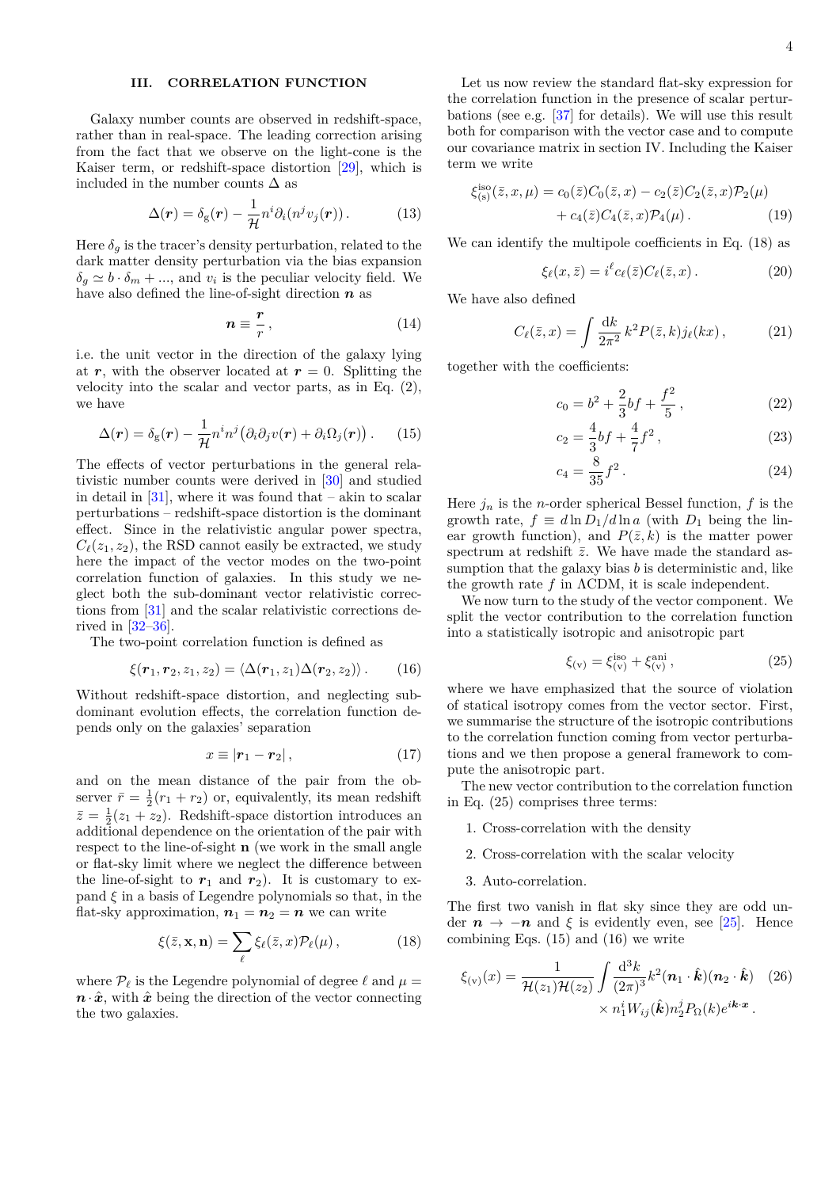## III. CORRELATION FUNCTION

Galaxy number counts are observed in redshift-space, rather than in real-space. The leading correction arising from the fact that we observe on the light-cone is the Kaiser term, or redshift-space distortion [29], which is included in the number counts $\Delta$ as

$$\Delta(\boldsymbol{r}) = \delta_{\rm g}(\boldsymbol{r}) - \frac{1}{\mathcal{H}} n^i \partial_i (n^j v_j(\boldsymbol{r}))\,. \tag{13}$$

Here $\delta_g$ is the tracer's density perturbation, related to the dark matter density perturbation via the bias expansion $\delta_g \simeq b \cdot \delta_m + ...$, and $v_i$ is the peculiar velocity field. We have also defined the line-of-sight direction $\boldsymbol{n}$ as

$$\boldsymbol{n} \equiv \frac{\boldsymbol{r}}{r}\,, \tag{14}$$

i.e. the unit vector in the direction of the galaxy lying at $\boldsymbol{r}$, with the observer located at $\boldsymbol{r} = 0$. Splitting the velocity into the scalar and vector parts, as in Eq. (2), we have

$$\Delta(\boldsymbol{r}) = \delta_{\rm g}(\boldsymbol{r}) - \frac{1}{\mathcal{H}} n^i n^j \big(\partial_i \partial_j v(\boldsymbol{r}) + \partial_i \Omega_j(\boldsymbol{r})\big)\,. \tag{15}$$

The effects of vector perturbations in the general relativistic number counts were derived in [30] and studied in detail in [31], where it was found that – akin to scalar perturbations – redshift-space distortion is the dominant effect. Since in the relativistic angular power spectra, $C_\ell(z_1, z_2)$, the RSD cannot easily be extracted, we study here the impact of the vector modes on the two-point correlation function of galaxies. In this study we neglect both the sub-dominant vector relativistic corrections from [31] and the scalar relativistic corrections derived in [32–36].

The two-point correlation function is defined as

$$\xi(\boldsymbol{r}_1, \boldsymbol{r}_2, z_1, z_2) = \langle \Delta(\boldsymbol{r}_1, z_1) \Delta(\boldsymbol{r}_2, z_2) \rangle\,. \tag{16}$$

Without redshift-space distortion, and neglecting sub-dominant evolution effects, the correlation function depends only on the galaxies' separation

$$x \equiv |\boldsymbol{r}_1 - \boldsymbol{r}_2|\,, \tag{17}$$

and on the mean distance of the pair from the observer $\bar{r} = \frac{1}{2}(r_1 + r_2)$ or, equivalently, its mean redshift $\bar{z} = \frac{1}{2}(z_1 + z_2)$. Redshift-space distortion introduces an additional dependence on the orientation of the pair with respect to the line-of-sight $\mathbf{n}$ (we work in the small angle or flat-sky limit where we neglect the difference between the line-of-sight to $\boldsymbol{r}_1$ and $\boldsymbol{r}_2$). It is customary to expand $\xi$ in a basis of Legendre polynomials so that, in the flat-sky approximation, $\boldsymbol{n}_1 = \boldsymbol{n}_2 = \boldsymbol{n}$ we can write

$$\xi(\bar{z}, \mathbf{x}, \mathbf{n}) = \sum_\ell \xi_\ell(\bar{z}, x) \mathcal{P}_\ell(\mu)\,, \tag{18}$$

where $\mathcal{P}_\ell$ is the Legendre polynomial of degree $\ell$ and $\mu = \boldsymbol{n} \cdot \hat{\boldsymbol{x}}$, with $\hat{\boldsymbol{x}}$ being the direction of the vector connecting the two galaxies.

Let us now review the standard flat-sky expression for the correlation function in the presence of scalar perturbations (see e.g. [37] for details). We will use this result both for comparison with the vector case and to compute our covariance matrix in section IV. Including the Kaiser term we write

$$\begin{aligned}
\xi^{\rm iso}_{\rm (s)}(\bar{z}, x, \mu) = {}& c_0(\bar{z}) C_0(\bar{z}, x) - c_2(\bar{z}) C_2(\bar{z}, x) \mathcal{P}_2(\mu) \\
& + c_4(\bar{z}) C_4(\bar{z}, x) \mathcal{P}_4(\mu)\,.
\end{aligned} \tag{19}$$

We can identify the multipole coefficients in Eq. (18) as

$$\xi_\ell(x, \bar{z}) = i^\ell c_\ell(\bar{z}) C_\ell(\bar{z}, x)\,. \tag{20}$$

We have also defined

$$C_\ell(\bar{z}, x) = \int \frac{{\rm d}k}{2\pi^2}\, k^2 P(\bar{z}, k) j_\ell(kx)\,, \tag{21}$$

together with the coefficients:

$$c_0 = b^2 + \frac{2}{3} b f + \frac{f^2}{5}\,, \tag{22}$$

$$c_2 = \frac{4}{3} b f + \frac{4}{7} f^2\,, \tag{23}$$

$$c_4 = \frac{8}{35} f^2\,. \tag{24}$$

Here $j_n$ is the $n$-order spherical Bessel function, $f$ is the growth rate, $f \equiv d \ln D_1 / d \ln a$ (with $D_1$ being the linear growth function), and $P(\bar{z}, k)$ is the matter power spectrum at redshift $\bar{z}$. We have made the standard assumption that the galaxy bias $b$ is deterministic and, like the growth rate $f$ in ΛCDM, it is scale independent.

We now turn to the study of the vector component. We split the vector contribution to the correlation function into a statistically isotropic and anisotropic part

$$\xi_{\rm (v)} = \xi^{\rm iso}_{\rm (v)} + \xi^{\rm ani}_{\rm (v)}\,, \tag{25}$$

where we have emphasized that the source of violation of statical isotropy comes from the vector sector. First, we summarise the structure of the isotropic contributions to the correlation function coming from vector perturbations and we then propose a general framework to compute the anisotropic part.

The new vector contribution to the correlation function in Eq. (25) comprises three terms:

1. Cross-correlation with the density
2. Cross-correlation with the scalar velocity
3. Auto-correlation.

The first two vanish in flat sky since they are odd under $\boldsymbol{n} \to -\boldsymbol{n}$ and $\xi$ is evidently even, see [25]. Hence combining Eqs. (15) and (16) we write

$$\begin{aligned}
\xi_{\rm (v)}(x) = \frac{1}{\mathcal{H}(z_1)\mathcal{H}(z_2)} \int \frac{{\rm d}^3 k}{(2\pi)^3} & k^2 (\boldsymbol{n}_1 \cdot \hat{\boldsymbol{k}})(\boldsymbol{n}_2 \cdot \hat{\boldsymbol{k}}) \\
& \times n_1^i W_{ij}(\hat{\boldsymbol{k}}) n_2^j P_\Omega(k) e^{i\boldsymbol{k}\cdot\boldsymbol{x}}\,.
\end{aligned} \tag{26}$$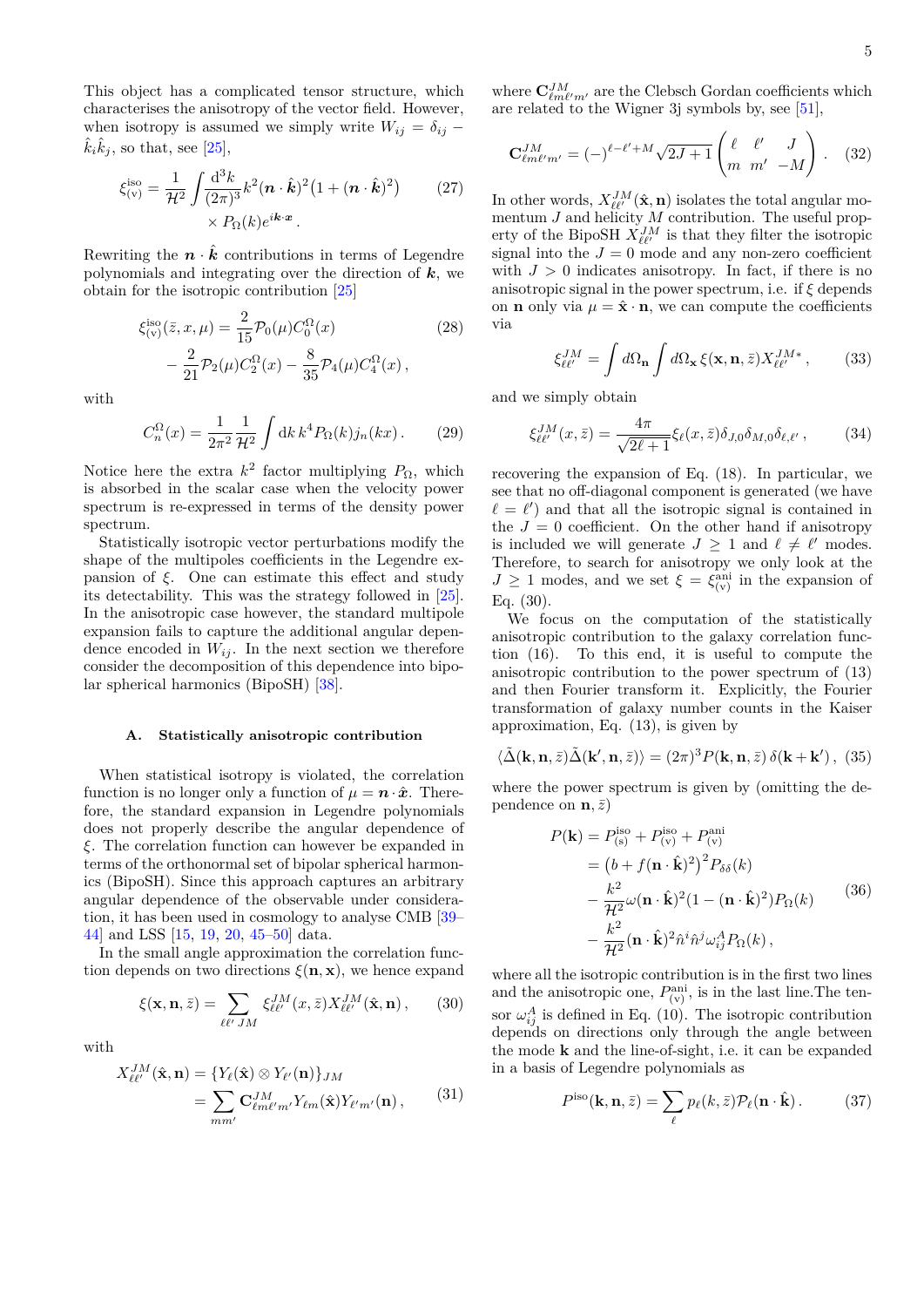This object has a complicated tensor structure, which characterises the anisotropy of the vector field. However, when isotropy is assumed we simply write $W_{ij} = \delta_{ij} - \hat{k}_i\hat{k}_j$, so that, see [25],

$$\xi^{\rm iso}_{(\rm v)} = \frac{1}{\mathcal{H}^2}\int \frac{{\rm d}^3 k}{(2\pi)^3} k^2 (\boldsymbol{n}\cdot\hat{\boldsymbol{k}})^2\big(1+(\boldsymbol{n}\cdot\hat{\boldsymbol{k}})^2\big) \times P_\Omega(k) e^{i\boldsymbol{k}\cdot\boldsymbol{x}} . \tag{27}$$

Rewriting the $\boldsymbol{n}\cdot\hat{\boldsymbol{k}}$ contributions in terms of Legendre polynomials and integrating over the direction of $\boldsymbol{k}$, we obtain for the isotropic contribution [25]

$$\xi^{\rm iso}_{(\rm v)}(\bar{z}, x, \mu) = \frac{2}{15}\mathcal{P}_0(\mu) C^\Omega_0(x) - \frac{2}{21}\mathcal{P}_2(\mu)C^\Omega_2(x) - \frac{8}{35}\mathcal{P}_4(\mu)C^\Omega_4(x) , \tag{28}$$

with

$$C^\Omega_n(x) = \frac{1}{2\pi^2}\frac{1}{\mathcal{H}^2}\int {\rm d}k\, k^4 P_\Omega(k) j_n(kx) . \tag{29}$$

Notice here the extra $k^2$ factor multiplying $P_\Omega$, which is absorbed in the scalar case when the velocity power spectrum is re-expressed in terms of the density power spectrum.

Statistically isotropic vector perturbations modify the shape of the multipoles coefficients in the Legendre expansion of $\xi$. One can estimate this effect and study its detectability. This was the strategy followed in [25]. In the anisotropic case however, the standard multipole expansion fails to capture the additional angular dependence encoded in $W_{ij}$. In the next section we therefore consider the decomposition of this dependence into bipolar spherical harmonics (BipoSH) [38].

### A. Statistically anisotropic contribution

When statistical isotropy is violated, the correlation function is no longer only a function of $\mu = \boldsymbol{n}\cdot\hat{\boldsymbol{x}}$. Therefore, the standard expansion in Legendre polynomials does not properly describe the angular dependence of $\xi$. The correlation function can however be expanded in terms of the orthonormal set of bipolar spherical harmonics (BipoSH). Since this approach captures an arbitrary angular dependence of the observable under consideration, it has been used in cosmology to analyse CMB [39–44] and LSS [15, 19, 20, 45–50] data.

In the small angle approximation the correlation function depends on two directions $\xi(\mathbf{n}, \mathbf{x})$, we hence expand

$$\xi(\mathbf{x}, \mathbf{n}, \bar{z}) = \sum_{\ell\ell'\, JM} \xi^{JM}_{\ell\ell'}(x, \bar{z}) X^{JM}_{\ell\ell'}(\hat{\mathbf{x}}, \mathbf{n}) , \tag{30}$$

with

$$X^{JM}_{\ell\ell'}(\hat{\mathbf{x}}, \mathbf{n}) = \{Y_\ell(\hat{\mathbf{x}}) \otimes Y_{\ell'}(\mathbf{n})\}_{JM} = \sum_{mm'} \mathbf{C}^{JM}_{\ell m \ell' m'} Y_{\ell m}(\hat{\mathbf{x}}) Y_{\ell' m'}(\mathbf{n}) , \tag{31}$$

where $\mathbf{C}^{JM}_{\ell m\ell' m'}$ are the Clebsch Gordan coefficients which are related to the Wigner 3j symbols by, see [51],

$$\mathbf{C}^{JM}_{\ell m \ell' m'} = (-)^{\ell-\ell'+M}\sqrt{2J+1}\begin{pmatrix} \ell & \ell' & J \\ m & m' & -M\end{pmatrix} . \tag{32}$$

In other words, $X^{JM}_{\ell\ell'}(\hat{\mathbf{x}}, \mathbf{n})$ isolates the total angular momentum $J$ and helicity $M$ contribution. The useful property of the BipoSH $X^{JM}_{\ell\ell'}$ is that they filter the isotropic signal into the $J = 0$ mode and any non-zero coefficient with $J > 0$ indicates anisotropy. In fact, if there is no anisotropic signal in the power spectrum, i.e. if $\xi$ depends on $\mathbf{n}$ only via $\mu = \hat{\mathbf{x}}\cdot\mathbf{n}$, we can compute the coefficients via

$$\xi^{JM}_{\ell\ell'} = \int d\Omega_{\mathbf{n}} \int d\Omega_{\mathbf{x}}\, \xi(\mathbf{x}, \mathbf{n}, \bar{z}) X^{JM*}_{\ell\ell'} , \tag{33}$$

and we simply obtain

$$\xi^{JM}_{\ell\ell'}(x, \bar{z}) = \frac{4\pi}{\sqrt{2\ell+1}}\xi_\ell(x, \bar{z})\delta_{J,0}\delta_{M,0}\delta_{\ell,\ell'} , \tag{34}$$

recovering the expansion of Eq. (18). In particular, we see that no off-diagonal component is generated (we have $\ell = \ell'$) and that all the isotropic signal is contained in the $J = 0$ coefficient. On the other hand if anisotropy is included we will generate $J \geq 1$ and $\ell \neq \ell'$ modes. Therefore, to search for anisotropy we only look at the $J \geq 1$ modes, and we set $\xi = \xi^{\rm ani}_{(\rm v)}$ in the expansion of Eq. (30).

We focus on the computation of the statistically anisotropic contribution to the galaxy correlation function (16). To this end, it is useful to compute the anisotropic contribution to the power spectrum of (13) and then Fourier transform it. Explicitly, the Fourier transformation of galaxy number counts in the Kaiser approximation, Eq. (13), is given by

$$\langle\tilde{\Delta}(\mathbf{k}, \mathbf{n}, \bar{z})\tilde{\Delta}(\mathbf{k}', \mathbf{n}, \bar{z})\rangle = (2\pi)^3 P(\mathbf{k}, \mathbf{n}, \bar{z})\, \delta(\mathbf{k}+\mathbf{k}') , \tag{35}$$

where the power spectrum is given by (omitting the dependence on $\mathbf{n}, \bar{z}$)

$$\begin{aligned} P(\mathbf{k}) &= P^{\rm iso}_{(\rm s)} + P^{\rm iso}_{(\rm v)} + P^{\rm ani}_{(\rm v)} \\ &= \big(b + f(\mathbf{n}\cdot\hat{\mathbf{k}})^2\big)^2 P_{\delta\delta}(k) \\ &\quad - \frac{k^2}{\mathcal{H}^2}\omega(\mathbf{n}\cdot\hat{\mathbf{k}})^2(1-(\mathbf{n}\cdot\hat{\mathbf{k}})^2)P_\Omega(k) \\ &\quad - \frac{k^2}{\mathcal{H}^2}(\mathbf{n}\cdot\hat{\mathbf{k}})^2\hat{n}^i\hat{n}^j\omega^A_{ij}P_\Omega(k) , \end{aligned} \tag{36}$$

where all the isotropic contribution is in the first two lines and the anisotropic one, $P^{\rm ani}_{(\rm v)}$, is in the last line.The tensor $\omega^A_{ij}$ is defined in Eq. (10). The isotropic contribution depends on directions only through the angle between the mode $\mathbf{k}$ and the line-of-sight, i.e. it can be expanded in a basis of Legendre polynomials as

$$P^{\rm iso}(\mathbf{k}, \mathbf{n}, \bar{z}) = \sum_\ell p_\ell(k, \bar{z})\mathcal{P}_\ell(\mathbf{n}\cdot\hat{\mathbf{k}}) . \tag{37}$$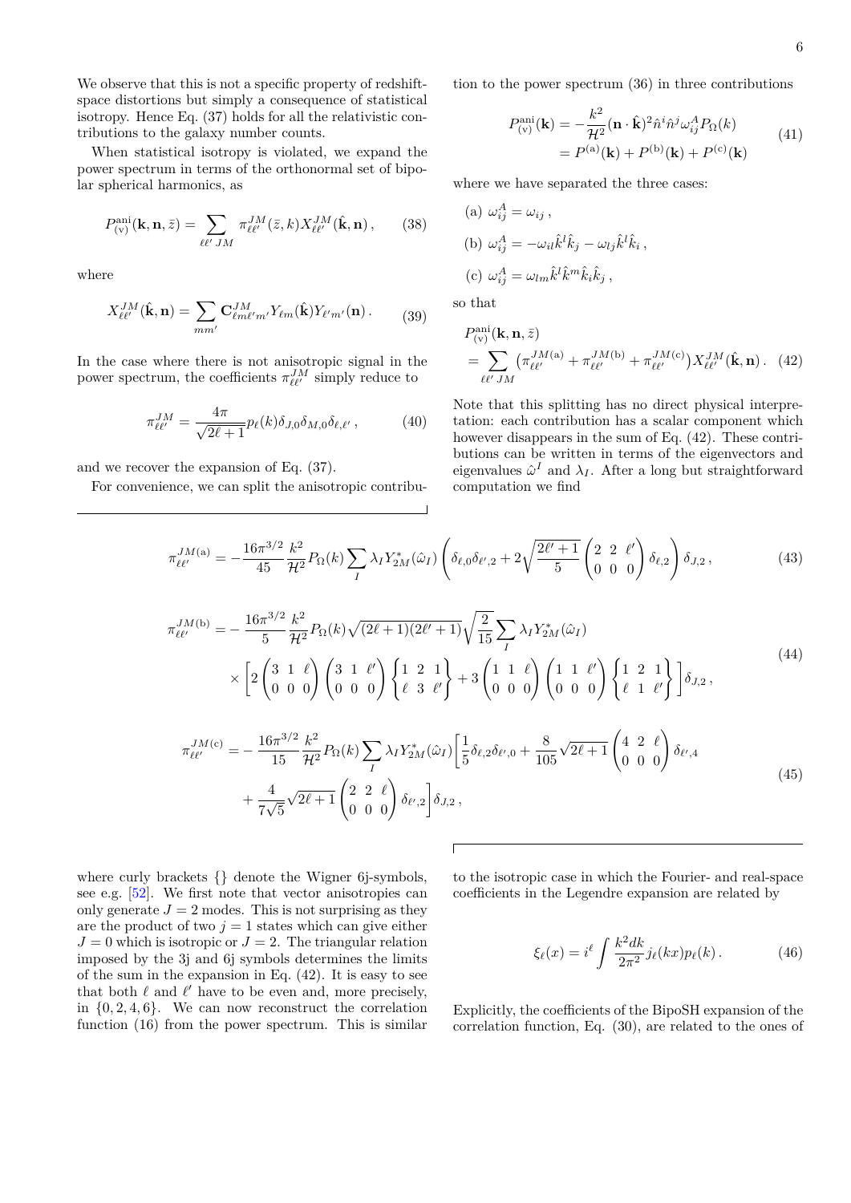We observe that this is not a specific property of redshift-space distortions but simply a consequence of statistical isotropy. Hence Eq. (37) holds for all the relativistic contributions to the galaxy number counts.

When statistical isotropy is violated, we expand the power spectrum in terms of the orthonormal set of bipolar spherical harmonics, as

$$P^{\rm ani}_{\rm (v)}(\mathbf{k},\mathbf{n},\bar z)=\sum_{\ell\ell'\,JM}\pi^{JM}_{\ell\ell'}(\bar z,k)X^{JM}_{\ell\ell'}(\hat{\mathbf{k}},\mathbf{n})\,, \tag{38}$$

where

$$X^{JM}_{\ell\ell'}(\hat{\mathbf{k}},\mathbf{n})=\sum_{mm'}\mathbf{C}^{JM}_{\ell m\ell' m'}Y_{\ell m}(\hat{\mathbf{k}})Y_{\ell' m'}(\mathbf{n})\,. \tag{39}$$

In the case where there is not anisotropic signal in the power spectrum, the coefficients $\pi^{JM}_{\ell\ell'}$ simply reduce to

$$\pi^{JM}_{\ell\ell'}=\frac{4\pi}{\sqrt{2\ell+1}}p_\ell(k)\delta_{J,0}\delta_{M,0}\delta_{\ell,\ell'}\,, \tag{40}$$

and we recover the expansion of Eq. (37).

For convenience, we can split the anisotropic contribution to the power spectrum (36) in three contributions

$$\begin{aligned}P^{\rm ani}_{\rm (v)}(\mathbf{k})&=-\frac{k^2}{\mathcal{H}^2}(\mathbf{n}\cdot\hat{\mathbf{k}})^2\hat n^i\hat n^j\omega^A_{ij}P_\Omega(k)\\&=P^{\rm (a)}(\mathbf{k})+P^{\rm (b)}(\mathbf{k})+P^{\rm (c)}(\mathbf{k})\end{aligned} \tag{41}$$

where we have separated the three cases:

(a) $\omega^A_{ij}=\omega_{ij}\,,$

(b) $\omega^A_{ij}=-\omega_{il}\hat k^l\hat k_j-\omega_{lj}\hat k^l\hat k_i\,,$

(c) $\omega^A_{ij}=\omega_{lm}\hat k^l\hat k^m\hat k_i\hat k_j\,,$

so that

$$\begin{aligned}&P^{\rm ani}_{\rm (v)}(\mathbf{k},\mathbf{n},\bar z)\\&=\sum_{\ell\ell'\,JM}\left(\pi^{JM({\rm a})}_{\ell\ell'}+\pi^{JM({\rm b})}_{\ell\ell'}+\pi^{JM({\rm c})}_{\ell\ell'}\right)X^{JM}_{\ell\ell'}(\hat{\mathbf{k}},\mathbf{n})\,.\end{aligned} \tag{42}$$

Note that this splitting has no direct physical interpretation: each contribution has a scalar component which however disappears in the sum of Eq. (42). These contributions can be written in terms of the eigenvectors and eigenvalues $\hat\omega^I$ and $\lambda_I$. After a long but straightforward computation we find

$$\pi^{JM({\rm a})}_{\ell\ell'}=-\frac{16\pi^{3/2}}{45}\frac{k^2}{\mathcal{H}^2}P_\Omega(k)\sum_I\lambda_IY^*_{2M}(\hat\omega_I)\left(\delta_{\ell,0}\delta_{\ell',2}+2\sqrt{\frac{2\ell'+1}{5}}\begin{pmatrix}2&2&\ell'\\0&0&0\end{pmatrix}\delta_{\ell,2}\right)\delta_{J,2}\,, \tag{43}$$

$$\begin{aligned}\pi^{JM({\rm b})}_{\ell\ell'}=&-\frac{16\pi^{3/2}}{5}\frac{k^2}{\mathcal{H}^2}P_\Omega(k)\sqrt{(2\ell+1)(2\ell'+1)}\sqrt{\frac{2}{15}}\sum_I\lambda_IY^*_{2M}(\hat\omega_I)\\&\times\left[2\begin{pmatrix}3&1&\ell\\0&0&0\end{pmatrix}\begin{pmatrix}3&1&\ell'\\0&0&0\end{pmatrix}\begin{Bmatrix}1&2&1\\\ell&3&\ell'\end{Bmatrix}+3\begin{pmatrix}1&1&\ell\\0&0&0\end{pmatrix}\begin{pmatrix}1&1&\ell'\\0&0&0\end{pmatrix}\begin{Bmatrix}1&2&1\\\ell&1&\ell'\end{Bmatrix}\right]\delta_{J,2}\,,\end{aligned} \tag{44}$$

$$\begin{aligned}\pi^{JM({\rm c})}_{\ell\ell'}=&-\frac{16\pi^{3/2}}{15}\frac{k^2}{\mathcal{H}^2}P_\Omega(k)\sum_I\lambda_IY^*_{2M}(\hat\omega_I)\Bigg[\frac{1}{5}\delta_{\ell,2}\delta_{\ell',0}+\frac{8}{105}\sqrt{2\ell+1}\begin{pmatrix}4&2&\ell\\0&0&0\end{pmatrix}\delta_{\ell',4}\\&+\frac{4}{7\sqrt5}\sqrt{2\ell+1}\begin{pmatrix}2&2&\ell\\0&0&0\end{pmatrix}\delta_{\ell',2}\Bigg]\delta_{J,2}\,,\end{aligned} \tag{45}$$

where curly brackets {} denote the Wigner 6j-symbols, see e.g. [52]. We first note that vector anisotropies can only generate $J=2$ modes. This is not surprising as they are the product of two $j=1$ states which can give either $J=0$ which is isotropic or $J=2$. The triangular relation imposed by the 3j and 6j symbols determines the limits of the sum in the expansion in Eq. (42). It is easy to see that both $\ell$ and $\ell'$ have to be even and, more precisely, in $\{0,2,4,6\}$. We can now reconstruct the correlation function (16) from the power spectrum. This is similar to the isotropic case in which the Fourier- and real-space coefficients in the Legendre expansion are related by

$$\xi_\ell(x)=i^\ell\int\frac{k^2dk}{2\pi^2}j_\ell(kx)p_\ell(k)\,. \tag{46}$$

Explicitly, the coefficients of the BipoSH expansion of the correlation function, Eq. (30), are related to the ones of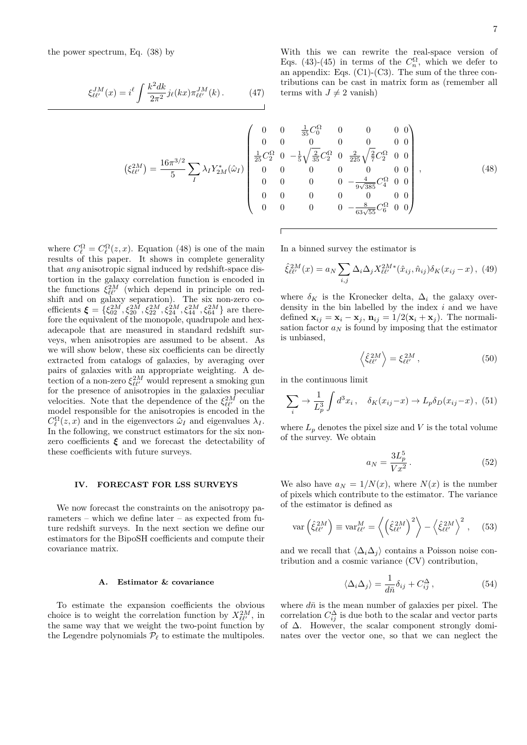the power spectrum, Eq. (38) by

$$\xi^{JM}_{\ell\ell'}(x) = i^{\ell}\int \frac{k^2 dk}{2\pi^2} j_\ell(kx)\pi^{JM}_{\ell\ell'}(k)\,. \tag{47}$$

With this we can rewrite the real-space version of Eqs. (43)-(45) in terms of the $C^{\Omega}_n$, which we defer to an appendix: Eqs. (C1)-(C3). The sum of the three contributions can be cast in matrix form as (remember all terms with $J \neq 2$ vanish)

$$\left(\xi^{2M}_{\ell\ell'}\right) = \frac{16\pi^{3/2}}{5}\sum_I \lambda_I Y^*_{2M}(\hat\omega_I)\begin{pmatrix} 0 & 0 & \frac{1}{35}C^{\Omega}_0 & 0 & 0 & 0 & 0\\ 0 & 0 & 0 & 0 & 0 & 0 & 0\\ \frac{1}{25}C^{\Omega}_2 & 0 & -\frac{1}{5}\sqrt{\frac{2}{35}}C^{\Omega}_2 & 0 & \frac{2}{225}\sqrt{\frac{2}{7}}C^{\Omega}_2 & 0 & 0\\ 0 & 0 & 0 & 0 & 0 & 0 & 0\\ 0 & 0 & 0 & 0 & -\frac{4}{9\sqrt{385}}C^{\Omega}_4 & 0 & 0\\ 0 & 0 & 0 & 0 & 0 & 0 & 0\\ 0 & 0 & 0 & 0 & -\frac{8}{63\sqrt{55}}C^{\Omega}_6 & 0 & 0 \end{pmatrix}, \tag{48}$$

where $C^{\Omega}_\ell = C^{\Omega}_\ell(z,x)$. Equation (48) is one of the main results of this paper. It shows in complete generality that *any* anisotropic signal induced by redshift-space distortion in the galaxy correlation function is encoded in the functions $\xi^{2M}_{\ell\ell'}$ (which depend in principle on redshift and on galaxy separation). The six non-zero coefficients $\boldsymbol{\xi} = \{\xi^{2M}_{02}, \xi^{2M}_{20}, \xi^{2M}_{22}, \xi^{2M}_{24}, \xi^{2M}_{44}, \xi^{2M}_{64}\}$ are therefore the equivalent of the monopole, quadrupole and hexadecapole that are measured in standard redshift surveys, when anisotropies are assumed to be absent. As we will show below, these six coefficients can be directly extracted from catalogs of galaxies, by averaging over pairs of galaxies with an appropriate weighting. A detection of a non-zero $\xi^{2M}_{\ell\ell'}$ would represent a smoking gun for the presence of anisotropies in the galaxies peculiar velocities. Note that the dependence of the $\xi^{2M}_{\ell\ell'}$ on the model responsible for the anisotropies is encoded in the $C^{\Omega}_\ell(z,x)$ and in the eigenvectors $\hat\omega_I$ and eigenvalues $\lambda_I$. In the following, we construct estimators for the six non-zero coefficients $\boldsymbol{\xi}$ and we forecast the detectability of these coefficients with future surveys.

## IV. FORECAST FOR LSS SURVEYS

We now forecast the constraints on the anisotropy parameters – which we define later – as expected from future redshift surveys. In the next section we define our estimators for the BipoSH coefficients and compute their covariance matrix.

### A. Estimator & covariance

To estimate the expansion coefficients the obvious choice is to weight the correlation function by $X^{2M}_{\ell\ell'}$, in the same way that we weight the two-point function by the Legendre polynomials $\mathcal{P}_\ell$ to estimate the multipoles.

In a binned survey the estimator is

$$\hat\xi^{2M}_{\ell\ell'}(x) = a_N \sum_{i,j} \Delta_i\Delta_j X^{2M*}_{\ell\ell'}(\hat x_{ij}, \hat n_{ij})\delta_K(x_{ij}-x)\,, \tag{49}$$

where $\delta_K$ is the Kronecker delta, $\Delta_i$ the galaxy overdensity in the bin labelled by the index $i$ and we have defined $\mathbf{x}_{ij} = \mathbf{x}_i - \mathbf{x}_j$, $\mathbf{n}_{ij} = 1/2(\mathbf{x}_i + \mathbf{x}_j)$. The normalisation factor $a_N$ is found by imposing that the estimator is unbiased,

$$\left\langle \hat\xi^{2M}_{\ell\ell'}\right\rangle = \xi^{2M}_{\ell\ell'}\,, \tag{50}$$

in the continuous limit

$$\sum_i \to \frac{1}{L_p^3}\int d^3x_i\,, \quad \delta_K(x_{ij}-x) \to L_p\delta_D(x_{ij}-x)\,, \tag{51}$$

where $L_p$ denotes the pixel size and $V$ is the total volume of the survey. We obtain

$$a_N = \frac{3L_p^5}{Vx^2}\,. \tag{52}$$

We also have $a_N = 1/N(x)$, where $N(x)$ is the number of pixels which contribute to the estimator. The variance of the estimator is defined as

$$\mathrm{var}\left(\hat\xi^{2M}_{\ell\ell'}\right) \equiv \mathrm{var}^M_{\ell\ell'} = \left\langle \left(\hat\xi^{2M}_{\ell\ell'}\right)^2\right\rangle - \left\langle \hat\xi^{2M}_{\ell\ell'}\right\rangle^2, \tag{53}$$

and we recall that $\langle\Delta_i\Delta_j\rangle$ contains a Poisson noise contribution and a cosmic variance (CV) contribution,

$$\langle\Delta_i\Delta_j\rangle = \frac{1}{d\bar n}\delta_{ij} + C^{\Delta}_{ij}\,, \tag{54}$$

where $d\bar n$ is the mean number of galaxies per pixel. The correlation $C^{\Delta}_{ij}$ is due both to the scalar and vector parts of $\Delta$. However, the scalar component strongly dominates over the vector one, so that we can neglect the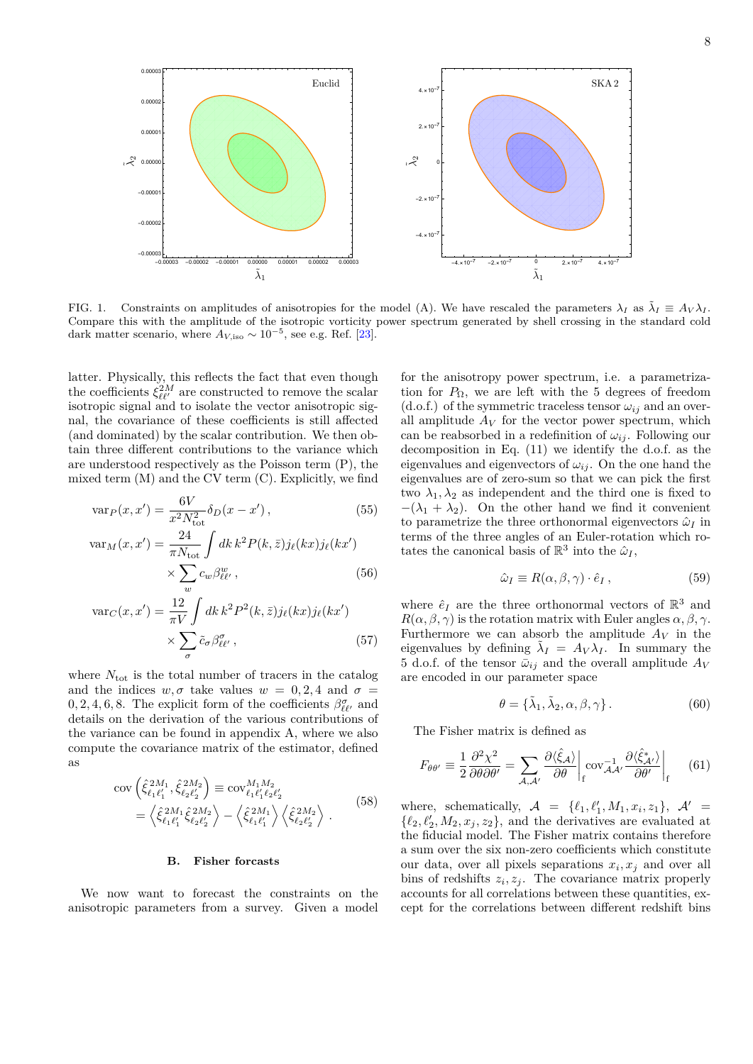FIG. 1. Constraints on amplitudes of anisotropies for the model (A). We have rescaled the parameters $\lambda_I$ as $\tilde{\lambda}_I \equiv A_V \lambda_I$. Compare this with the amplitude of the isotropic vorticity power spectrum generated by shell crossing in the standard cold dark matter scenario, where $A_{V,\rm iso} \sim 10^{-5}$, see e.g. Ref. [23].

latter. Physically, this reflects the fact that even though the coefficients $\xi^{2M}_{\ell\ell'}$ are constructed to remove the scalar isotropic signal and to isolate the vector anisotropic signal, the covariance of these coefficients is still affected (and dominated) by the scalar contribution. We then obtain three different contributions to the variance which are understood respectively as the Poisson term (P), the mixed term (M) and the CV term (C). Explicitly, we find

$$
\text{var}_P(x,x') = \frac{6V}{x^2 N_{\rm tot}^2}\delta_D(x-x')\,, \tag{55}
$$

$$
\text{var}_M(x,x') = \frac{24}{\pi N_{\rm tot}}\int dk\, k^2 P(k,\bar{z}) j_\ell(kx) j_\ell(kx') \times \sum_w c_w \beta^w_{\ell\ell'}\,, \tag{56}
$$

$$
\text{var}_C(x,x') = \frac{12}{\pi V}\int dk\, k^2 P^2(k,\bar{z}) j_\ell(kx) j_\ell(kx') \times \sum_\sigma \tilde{c}_\sigma \beta^\sigma_{\ell\ell'}\,, \tag{57}
$$

where $N_{\rm tot}$ is the total number of tracers in the catalog and the indices $w,\sigma$ take values $w = 0,2,4$ and $\sigma = 0,2,4,6,8$. The explicit form of the coefficients $\beta^\sigma_{\ell\ell'}$ and details on the derivation of the various contributions of the variance can be found in appendix A, where we also compute the covariance matrix of the estimator, defined as

$$
\begin{aligned}
\text{cov}\left(\hat{\xi}^{2M_1}_{\ell_1\ell_1'}, \hat{\xi}^{2M_2}_{\ell_2\ell_2'}\right) &\equiv \text{cov}^{M_1 M_2}_{\ell_1\ell_1'\ell_2\ell_2'} \\
&= \left\langle \hat{\xi}^{2M_1}_{\ell_1\ell_1'}\hat{\xi}^{2M_2}_{\ell_2\ell_2'}\right\rangle - \left\langle \hat{\xi}^{2M_1}_{\ell_1\ell_1'}\right\rangle\left\langle \hat{\xi}^{2M_2}_{\ell_2\ell_2'}\right\rangle\,.
\end{aligned} \tag{58}
$$

### B. Fisher forcasts

We now want to forecast the constraints on the anisotropic parameters from a survey. Given a model for the anisotropy power spectrum, i.e. a parametrization for $P_\Omega$, we are left with the 5 degrees of freedom (d.o.f.) of the symmetric traceless tensor $\omega_{ij}$ and an overall amplitude $A_V$ for the vector power spectrum, which can be reabsorbed in a redefinition of $\omega_{ij}$. Following our decomposition in Eq. (11) we identify the d.o.f. as the eigenvalues and eigenvectors of $\omega_{ij}$. On the one hand the eigenvalues are of zero-sum so that we can pick the first two $\lambda_1, \lambda_2$ as independent and the third one is fixed to $-(\lambda_1+\lambda_2)$. On the other hand we find it convenient to parametrize the three orthonormal eigenvectors $\hat{\omega}_I$ in terms of the three angles of an Euler-rotation which rotates the canonical basis of $\mathbb{R}^3$ into the $\hat{\omega}_I$,

$$
\hat{\omega}_I \equiv R(\alpha,\beta,\gamma)\cdot \hat{e}_I\,, \tag{59}
$$

where $\hat{e}_I$ are the three orthonormal vectors of $\mathbb{R}^3$ and $R(\alpha,\beta,\gamma)$ is the rotation matrix with Euler angles $\alpha,\beta,\gamma$. Furthermore we can absorb the amplitude $A_V$ in the eigenvalues by defining $\tilde{\lambda}_I = A_V\lambda_I$. In summary the 5 d.o.f. of the tensor $\bar{\omega}_{ij}$ and the overall amplitude $A_V$ are encoded in our parameter space

$$
\theta = \{\tilde{\lambda}_1, \tilde{\lambda}_2, \alpha, \beta, \gamma\}\,. \tag{60}
$$

The Fisher matrix is defined as

$$
F_{\theta\theta'} \equiv \frac{1}{2}\frac{\partial^2\chi^2}{\partial\theta\partial\theta'} = \sum_{\mathcal{A},\mathcal{A}'} \left.\frac{\partial\langle\hat{\xi}_{\mathcal{A}}\rangle}{\partial\theta}\right|_{\rm f} \text{cov}^{-1}_{\mathcal{A}\mathcal{A}'} \left.\frac{\partial\langle\hat{\xi}^*_{\mathcal{A}'}\rangle}{\partial\theta'}\right|_{\rm f} \tag{61}
$$

where, schematically, $\mathcal{A} = \{\ell_1, \ell_1', M_1, x_i, z_1\}$, $\mathcal{A}' = \{\ell_2, \ell_2', M_2, x_j, z_2\}$, and the derivatives are evaluated at the fiducial model. The Fisher matrix contains therefore a sum over the six non-zero coefficients which constitute our data, over all pixels separations $x_i, x_j$ and over all bins of redshifts $z_i, z_j$. The covariance matrix properly accounts for all correlations between these quantities, except for the correlations between different redshift bins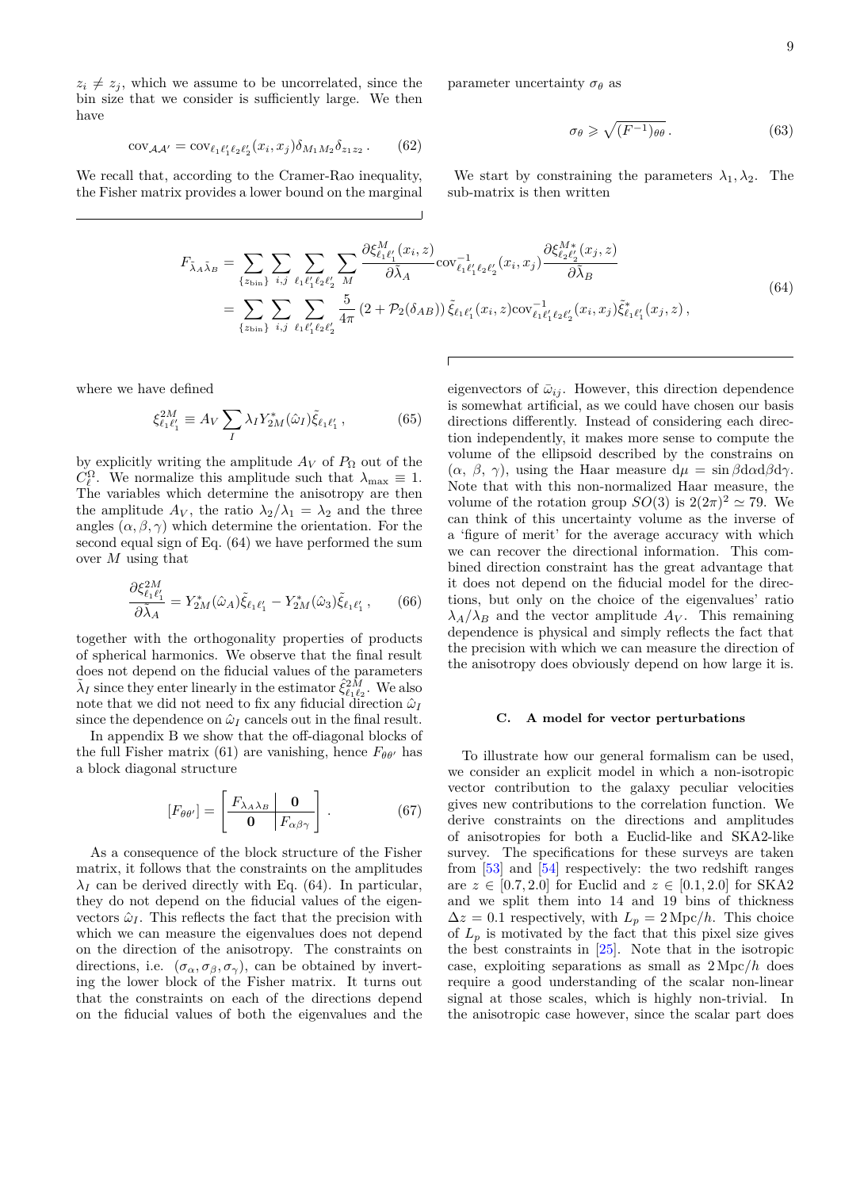$z_i \neq z_j$, which we assume to be uncorrelated, since the bin size that we consider is sufficiently large. We then have

$$
\mathrm{cov}_{\mathcal{A}\mathcal{A}'} = \mathrm{cov}_{\ell_1\ell_1'\ell_2\ell_2'}(x_i,x_j)\delta_{M_1M_2}\delta_{z_1z_2}\,. \tag{62}
$$

We recall that, according to the Cramer-Rao inequality, the Fisher matrix provides a lower bound on the marginal parameter uncertainty $\sigma_\theta$ as

$$
\sigma_\theta \geqslant \sqrt{(F^{-1})_{\theta\theta}}\,. \tag{63}
$$

We start by constraining the parameters $\lambda_1, \lambda_2$. The sub-matrix is then written

$$
\begin{aligned}
F_{\tilde\lambda_A\tilde\lambda_B} &= \sum_{\{z_{\rm bin}\}}\sum_{i,j}\sum_{\ell_1\ell_1'\ell_2\ell_2'}\sum_{M}\frac{\partial \xi^M_{\ell_1\ell_1'}(x_i,z)}{\partial\tilde\lambda_A}\mathrm{cov}^{-1}_{\ell_1\ell_1'\ell_2\ell_2'}(x_i,x_j)\frac{\partial \xi^{M*}_{\ell_2\ell_2'}(x_j,z)}{\partial\tilde\lambda_B}\\
&= \sum_{\{z_{\rm bin}\}}\sum_{i,j}\sum_{\ell_1\ell_1'\ell_2\ell_2'}\frac{5}{4\pi}\left(2+\mathcal{P}_2(\delta_{AB})\right)\tilde\xi_{\ell_1\ell_1'}(x_i,z)\mathrm{cov}^{-1}_{\ell_1\ell_1'\ell_2\ell_2'}(x_i,x_j)\tilde\xi^*_{\ell_1\ell_1'}(x_j,z)\,,
\end{aligned} \tag{64}
$$

where we have defined

$$
\xi^{2M}_{\ell_1\ell_1'} \equiv A_V\sum_I \lambda_I Y^*_{2M}(\hat\omega_I)\tilde\xi_{\ell_1\ell_1'}\,, \tag{65}
$$

by explicitly writing the amplitude $A_V$ of $P_\Omega$ out of the $C^\Omega_\ell$. We normalize this amplitude such that $\lambda_{\max} \equiv 1$. The variables which determine the anisotropy are then the amplitude $A_V$, the ratio $\lambda_2/\lambda_1 = \lambda_2$ and the three angles $(\alpha,\beta,\gamma)$ which determine the orientation. For the second equal sign of Eq. (64) we have performed the sum over $M$ using that

$$
\frac{\partial \xi^{2M}_{\ell_1\ell_1'}}{\partial\tilde\lambda_A} = Y^*_{2M}(\hat\omega_A)\tilde\xi_{\ell_1\ell_1'} - Y^*_{2M}(\hat\omega_3)\tilde\xi_{\ell_1\ell_1'}\,, \tag{66}
$$

together with the orthogonality properties of products of spherical harmonics. We observe that the final result does not depend on the fiducial values of the parameters $\tilde\lambda_I$ since they enter linearly in the estimator $\hat\xi^{2M}_{\ell_1\ell_2}$. We also note that we did not need to fix any fiducial direction $\hat\omega_I$ since the dependence on $\hat\omega_I$ cancels out in the final result.

In appendix B we show that the off-diagonal blocks of the full Fisher matrix (61) are vanishing, hence $F_{\theta\theta'}$ has a block diagonal structure

$$
[F_{\theta\theta'}] = \left[\begin{array}{c|c} F_{\lambda_A\lambda_B} & \mathbf{0} \\ \hline \mathbf{0} & F_{\alpha\beta\gamma}\end{array}\right]. \tag{67}
$$

As a consequence of the block structure of the Fisher matrix, it follows that the constraints on the amplitudes $\lambda_I$ can be derived directly with Eq. (64). In particular, they do not depend on the fiducial values of the eigenvectors $\hat\omega_I$. This reflects the fact that the precision with which we can measure the eigenvalues does not depend on the direction of the anisotropy. The constraints on directions, i.e. $(\sigma_\alpha,\sigma_\beta,\sigma_\gamma)$, can be obtained by inverting the lower block of the Fisher matrix. It turns out that the constraints on each of the directions depend on the fiducial values of both the eigenvalues and the eigenvectors of $\bar\omega_{ij}$. However, this direction dependence is somewhat artificial, as we could have chosen our basis directions differently. Instead of considering each direction independently, it makes more sense to compute the volume of the ellipsoid described by the constrains on $(\alpha,\ \beta,\ \gamma)$, using the Haar measure $\mathrm{d}\mu = \sin\beta\mathrm{d}\alpha\mathrm{d}\beta\mathrm{d}\gamma$. Note that with this non-normalized Haar measure, the volume of the rotation group $SO(3)$ is $2(2\pi)^2 \simeq 79$. We can think of this uncertainty volume as the inverse of a 'figure of merit' for the average accuracy with which we can recover the directional information. This combined direction constraint has the great advantage that it does not depend on the fiducial model for the directions, but only on the choice of the eigenvalues' ratio $\lambda_A/\lambda_B$ and the vector amplitude $A_V$. This remaining dependence is physical and simply reflects the fact that the precision with which we can measure the direction of the anisotropy does obviously depend on how large it is.

### C. A model for vector perturbations

To illustrate how our general formalism can be used, we consider an explicit model in which a non-isotropic vector contribution to the galaxy peculiar velocities gives new contributions to the correlation function. We derive constraints on the directions and amplitudes of anisotropies for both a Euclid-like and SKA2-like survey. The specifications for these surveys are taken from [53] and [54] respectively: the two redshift ranges are $z \in [0.7, 2.0]$ for Euclid and $z \in [0.1, 2.0]$ for SKA2 and we split them into 14 and 19 bins of thickness $\Delta z = 0.1$ respectively, with $L_p = 2\,\mathrm{Mpc}/h$. This choice of $L_p$ is motivated by the fact that this pixel size gives the best constraints in [25]. Note that in the isotropic case, exploiting separations as small as $2\,\mathrm{Mpc}/h$ does require a good understanding of the scalar non-linear signal at those scales, which is highly non-trivial. In the anisotropic case however, since the scalar part does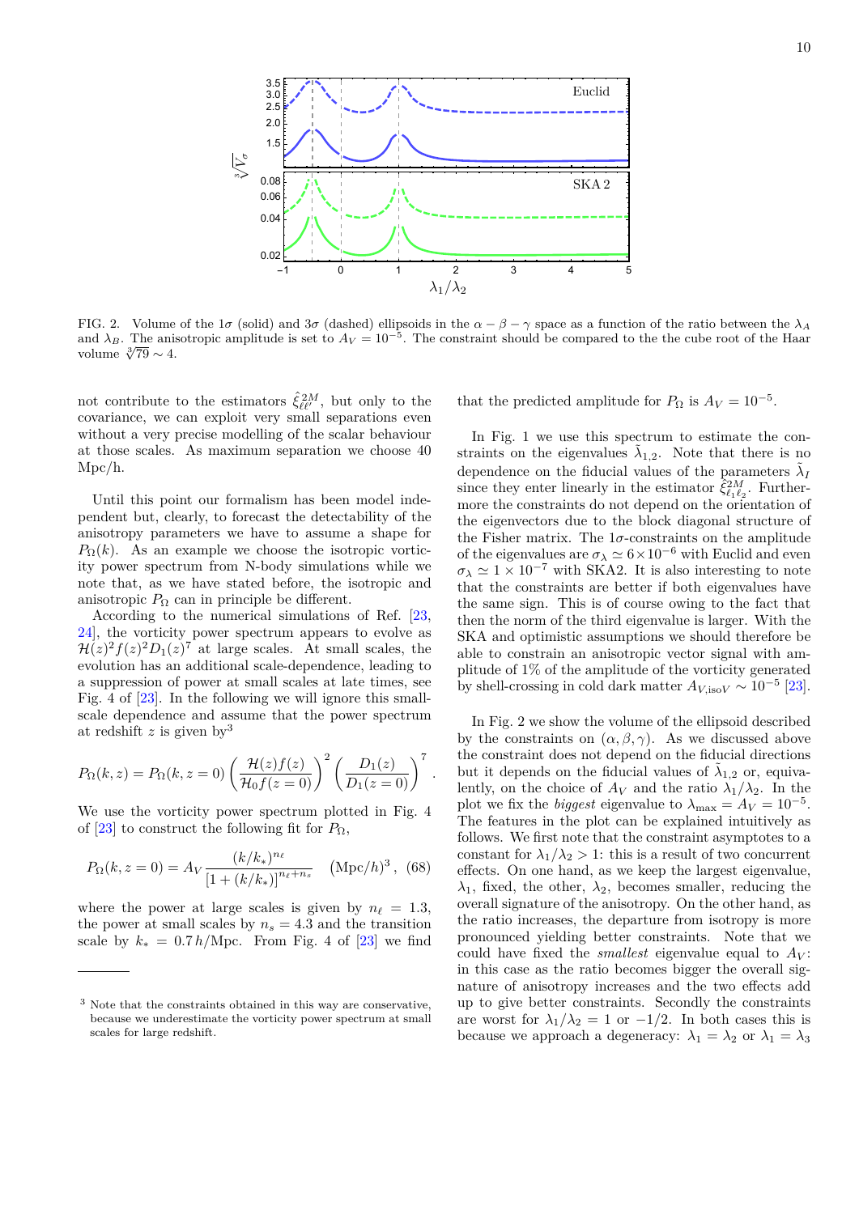FIG. 2. Volume of the $1\sigma$ (solid) and $3\sigma$ (dashed) ellipsoids in the $\alpha - \beta - \gamma$ space as a function of the ratio between the $\lambda_A$ and $\lambda_B$. The anisotropic amplitude is set to $A_V = 10^{-5}$. The constraint should be compared to the the cube root of the Haar volume $\sqrt[3]{79} \sim 4$.

not contribute to the estimators $\hat{\xi}^{2M}_{\ell\ell'}$, but only to the covariance, we can exploit very small separations even without a very precise modelling of the scalar behaviour at those scales. As maximum separation we choose 40 Mpc/h.

Until this point our formalism has been model independent but, clearly, to forecast the detectability of the anisotropy parameters we have to assume a shape for $P_\Omega(k)$. As an example we choose the isotropic vorticity power spectrum from N-body simulations while we note that, as we have stated before, the isotropic and anisotropic $P_\Omega$ can in principle be different.

According to the numerical simulations of Ref. [23, 24], the vorticity power spectrum appears to evolve as $\mathcal{H}(z)^2 f(z)^2 D_1(z)^7$ at large scales. At small scales, the evolution has an additional scale-dependence, leading to a suppression of power at small scales at late times, see Fig. 4 of [23]. In the following we will ignore this small-scale dependence and assume that the power spectrum at redshift $z$ is given by[3]

$$P_\Omega(k,z) = P_\Omega(k,z=0)\left(\frac{\mathcal{H}(z)f(z)}{\mathcal{H}_0 f(z=0)}\right)^2\left(\frac{D_1(z)}{D_1(z=0)}\right)^7 .$$

We use the vorticity power spectrum plotted in Fig. 4 of [23] to construct the following fit for $P_\Omega$,

$$P_\Omega(k,z=0) = A_V \frac{(k/k_*)^{n_\ell}}{[1+(k/k_*)]^{n_\ell+n_s}} \quad (\mathrm{Mpc}/h)^3 , \quad (68)$$

where the power at large scales is given by $n_\ell = 1.3$, the power at small scales by $n_s = 4.3$ and the transition scale by $k_* = 0.7\,h$/Mpc. From Fig. 4 of [23] we find that the predicted amplitude for $P_\Omega$ is $A_V = 10^{-5}$.

[3] Note that the constraints obtained in this way are conservative, because we underestimate the vorticity power spectrum at small scales for large redshift.

In Fig. 1 we use this spectrum to estimate the constraints on the eigenvalues $\tilde{\lambda}_{1,2}$. Note that there is no dependence on the fiducial values of the parameters $\tilde{\lambda}_I$ since they enter linearly in the estimator $\hat{\xi}^{2M}_{\ell_1\ell_2}$. Furthermore the constraints do not depend on the orientation of the eigenvectors due to the block diagonal structure of the Fisher matrix. The $1\sigma$-constraints on the amplitude of the eigenvalues are $\sigma_\lambda \simeq 6\times10^{-6}$ with Euclid and even $\sigma_\lambda \simeq 1\times10^{-7}$ with SKA2. It is also interesting to note that the constraints are better if both eigenvalues have the same sign. This is of course owing to the fact that then the norm of the third eigenvalue is larger. With the SKA and optimistic assumptions we should therefore be able to constrain an anisotropic vector signal with amplitude of 1% of the amplitude of the vorticity generated by shell-crossing in cold dark matter $A_{V,\mathrm{iso}V} \sim 10^{-5}$ [23].

In Fig. 2 we show the volume of the ellipsoid described by the constraints on $(\alpha,\beta,\gamma)$. As we discussed above the constraint does not depend on the fiducial directions but it depends on the fiducial values of $\tilde{\lambda}_{1,2}$ or, equivalently, on the choice of $A_V$ and the ratio $\lambda_1/\lambda_2$. In the plot we fix the *biggest* eigenvalue to $\lambda_{\max} = A_V = 10^{-5}$. The features in the plot can be explained intuitively as follows. We first note that the constraint asymptotes to a constant for $\lambda_1/\lambda_2 > 1$: this is a result of two concurrent effects. On one hand, as we keep the largest eigenvalue, $\lambda_1$, fixed, the other, $\lambda_2$, becomes smaller, reducing the overall signature of the anisotropy. On the other hand, as the ratio increases, the departure from isotropy is more pronounced yielding better constraints. Note that we could have fixed the *smallest* eigenvalue equal to $A_V$: in this case as the ratio becomes bigger the overall signature of anisotropy increases and the two effects add up to give better constraints. Secondly the constraints are worst for $\lambda_1/\lambda_2 = 1$ or $-1/2$. In both cases this is because we approach a degeneracy: $\lambda_1 = \lambda_2$ or $\lambda_1 = \lambda_3$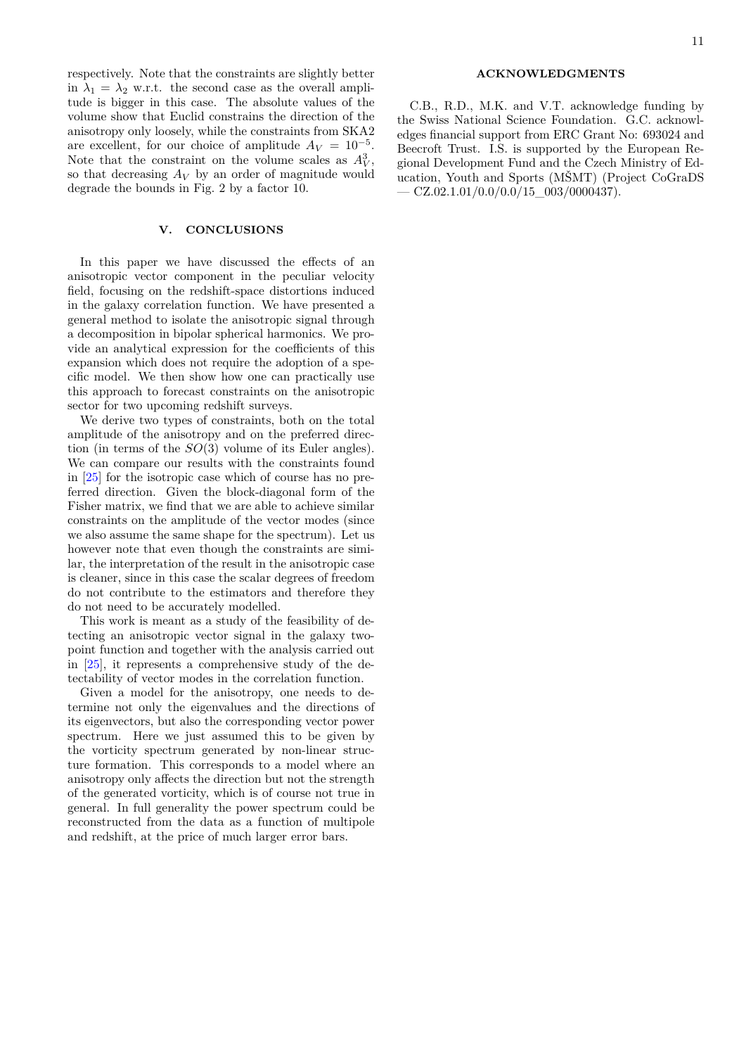respectively. Note that the constraints are slightly better in $\lambda_1 = \lambda_2$ w.r.t. the second case as the overall amplitude is bigger in this case. The absolute values of the volume show that Euclid constrains the direction of the anisotropy only loosely, while the constraints from SKA2 are excellent, for our choice of amplitude $A_V = 10^{-5}$. Note that the constraint on the volume scales as $A_V^3$, so that decreasing $A_V$ by an order of magnitude would degrade the bounds in Fig. 2 by a factor 10.

## V. CONCLUSIONS

In this paper we have discussed the effects of an anisotropic vector component in the peculiar velocity field, focusing on the redshift-space distortions induced in the galaxy correlation function. We have presented a general method to isolate the anisotropic signal through a decomposition in bipolar spherical harmonics. We provide an analytical expression for the coefficients of this expansion which does not require the adoption of a specific model. We then show how one can practically use this approach to forecast constraints on the anisotropic sector for two upcoming redshift surveys.

We derive two types of constraints, both on the total amplitude of the anisotropy and on the preferred direction (in terms of the $SO(3)$ volume of its Euler angles). We can compare our results with the constraints found in [25] for the isotropic case which of course has no preferred direction. Given the block-diagonal form of the Fisher matrix, we find that we are able to achieve similar constraints on the amplitude of the vector modes (since we also assume the same shape for the spectrum). Let us however note that even though the constraints are similar, the interpretation of the result in the anisotropic case is cleaner, since in this case the scalar degrees of freedom do not contribute to the estimators and therefore they do not need to be accurately modelled.

This work is meant as a study of the feasibility of detecting an anisotropic vector signal in the galaxy two-point function and together with the analysis carried out in [25], it represents a comprehensive study of the detectability of vector modes in the correlation function.

Given a model for the anisotropy, one needs to determine not only the eigenvalues and the directions of its eigenvectors, but also the corresponding vector power spectrum. Here we just assumed this to be given by the vorticity spectrum generated by non-linear structure formation. This corresponds to a model where an anisotropy only affects the direction but not the strength of the generated vorticity, which is of course not true in general. In full generality the power spectrum could be reconstructed from the data as a function of multipole and redshift, at the price of much larger error bars.

## ACKNOWLEDGMENTS

C.B., R.D., M.K. and V.T. acknowledge funding by the Swiss National Science Foundation. G.C. acknowledges financial support from ERC Grant No: 693024 and Beecroft Trust. I.S. is supported by the European Regional Development Fund and the Czech Ministry of Education, Youth and Sports (MŠMT) (Project CoGraDS — CZ.02.1.01/0.0/0.0/15_003/0000437).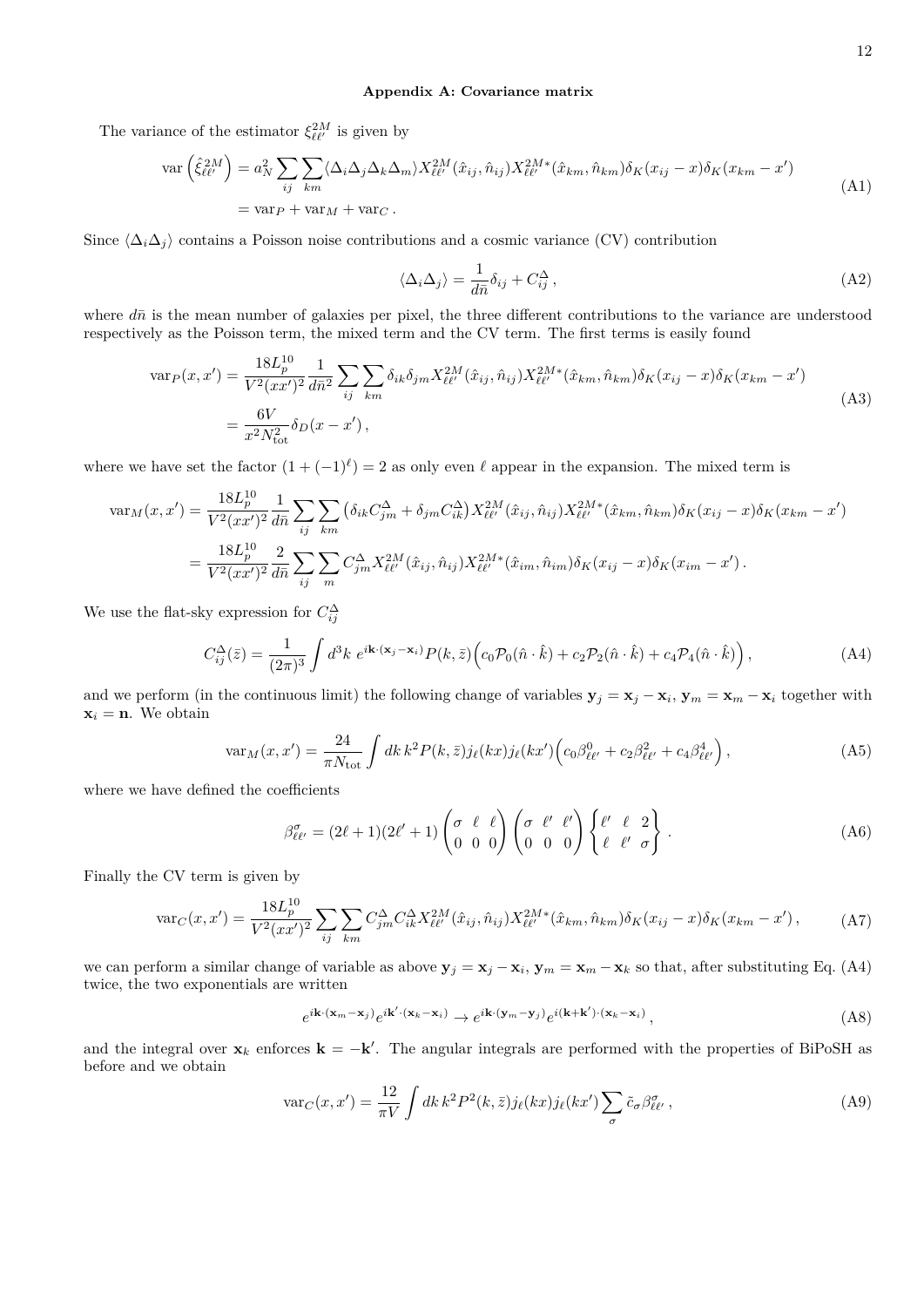## Appendix A: Covariance matrix

The variance of the estimator $\xi^{2M}_{\ell\ell'}$ is given by

$$
\begin{aligned}
\mathrm{var}\left(\hat{\xi}^{2M}_{\ell\ell'}\right) &= a_N^2 \sum_{ij}\sum_{km} \langle \Delta_i \Delta_j \Delta_k \Delta_m \rangle X^{2M}_{\ell\ell'}(\hat{x}_{ij}, \hat{n}_{ij}) X^{2M*}_{\ell\ell'}(\hat{x}_{km}, \hat{n}_{km}) \delta_K(x_{ij} - x)\delta_K(x_{km} - x') \\
&= \mathrm{var}_P + \mathrm{var}_M + \mathrm{var}_C \,.
\end{aligned}
\tag{A1}
$$

Since $\langle \Delta_i \Delta_j \rangle$ contains a Poisson noise contributions and a cosmic variance (CV) contribution

$$
\langle \Delta_i \Delta_j \rangle = \frac{1}{d\bar{n}}\delta_{ij} + C^{\Delta}_{ij} \,, \tag{A2}
$$

where $d\bar{n}$ is the mean number of galaxies per pixel, the three different contributions to the variance are understood respectively as the Poisson term, the mixed term and the CV term. The first terms is easily found

$$
\begin{aligned}
\mathrm{var}_P(x, x') &= \frac{18 L_p^{10}}{V^2 (x x')^2} \frac{1}{d\bar{n}^2} \sum_{ij}\sum_{km} \delta_{ik}\delta_{jm} X^{2M}_{\ell\ell'}(\hat{x}_{ij}, \hat{n}_{ij}) X^{2M*}_{\ell\ell'}(\hat{x}_{km}, \hat{n}_{km}) \delta_K(x_{ij} - x)\delta_K(x_{km} - x') \\
&= \frac{6V}{x^2 N_{\mathrm{tot}}^2} \delta_D(x - x') \,,
\end{aligned}
\tag{A3}
$$

where we have set the factor $(1 + (-1)^\ell) = 2$ as only even $\ell$ appear in the expansion. The mixed term is

$$
\begin{aligned}
\mathrm{var}_M(x, x') &= \frac{18 L_p^{10}}{V^2 (x x')^2} \frac{1}{d\bar{n}} \sum_{ij}\sum_{km} \left(\delta_{ik} C^{\Delta}_{jm} + \delta_{jm} C^{\Delta}_{ik}\right) X^{2M}_{\ell\ell'}(\hat{x}_{ij}, \hat{n}_{ij}) X^{2M*}_{\ell\ell'}(\hat{x}_{km}, \hat{n}_{km}) \delta_K(x_{ij} - x)\delta_K(x_{km} - x') \\
&= \frac{18 L_p^{10}}{V^2 (x x')^2} \frac{2}{d\bar{n}} \sum_{ij}\sum_{m} C^{\Delta}_{jm} X^{2M}_{\ell\ell'}(\hat{x}_{ij}, \hat{n}_{ij}) X^{2M*}_{\ell\ell'}(\hat{x}_{im}, \hat{n}_{im}) \delta_K(x_{ij} - x)\delta_K(x_{im} - x') \,.
\end{aligned}
$$

We use the flat-sky expression for $C^{\Delta}_{ij}$

$$
C^{\Delta}_{ij}(\bar{z}) = \frac{1}{(2\pi)^3} \int d^3k \; e^{i\mathbf{k}\cdot(\mathbf{x}_j - \mathbf{x}_i)} P(k, \bar{z}) \Big( c_0 \mathcal{P}_0(\hat{n}\cdot\hat{k}) + c_2 \mathcal{P}_2(\hat{n}\cdot\hat{k}) + c_4 \mathcal{P}_4(\hat{n}\cdot\hat{k}) \Big) \,, \tag{A4}
$$

and we perform (in the continuous limit) the following change of variables $\mathbf{y}_j = \mathbf{x}_j - \mathbf{x}_i$, $\mathbf{y}_m = \mathbf{x}_m - \mathbf{x}_i$ together with $\mathbf{x}_i = \mathbf{n}$. We obtain

$$
\mathrm{var}_M(x, x') = \frac{24}{\pi N_{\mathrm{tot}}} \int dk\, k^2 P(k, \bar{z}) j_\ell(kx) j_\ell(kx') \Big( c_0 \beta^0_{\ell\ell'} + c_2 \beta^2_{\ell\ell'} + c_4 \beta^4_{\ell\ell'} \Big) \,, \tag{A5}
$$

where we have defined the coefficients

$$
\beta^{\sigma}_{\ell\ell'} = (2\ell + 1)(2\ell' + 1) \begin{pmatrix} \sigma & \ell & \ell \\ 0 & 0 & 0 \end{pmatrix} \begin{pmatrix} \sigma & \ell' & \ell' \\ 0 & 0 & 0 \end{pmatrix} \begin{Bmatrix} \ell' & \ell & 2 \\ \ell & \ell' & \sigma \end{Bmatrix} \,. \tag{A6}
$$

Finally the CV term is given by

$$
\mathrm{var}_C(x, x') = \frac{18 L_p^{10}}{V^2 (x x')^2} \sum_{ij}\sum_{km} C^{\Delta}_{jm} C^{\Delta}_{ik} X^{2M}_{\ell\ell'}(\hat{x}_{ij}, \hat{n}_{ij}) X^{2M*}_{\ell\ell'}(\hat{x}_{km}, \hat{n}_{km}) \delta_K(x_{ij} - x)\delta_K(x_{km} - x') \,, \tag{A7}
$$

we can perform a similar change of variable as above $\mathbf{y}_j = \mathbf{x}_j - \mathbf{x}_i$, $\mathbf{y}_m = \mathbf{x}_m - \mathbf{x}_k$ so that, after substituting Eq. (A4) twice, the two exponentials are written

$$
e^{i\mathbf{k}\cdot(\mathbf{x}_m - \mathbf{x}_j)} e^{i\mathbf{k}'\cdot(\mathbf{x}_k - \mathbf{x}_i)} \to e^{i\mathbf{k}\cdot(\mathbf{y}_m - \mathbf{y}_j)} e^{i(\mathbf{k} + \mathbf{k}')\cdot(\mathbf{x}_k - \mathbf{x}_i)} \,, \tag{A8}
$$

and the integral over $\mathbf{x}_k$ enforces $\mathbf{k} = -\mathbf{k}'$. The angular integrals are performed with the properties of BiPoSH as before and we obtain

$$
\mathrm{var}_C(x, x') = \frac{12}{\pi V} \int dk\, k^2 P^2(k, \bar{z}) j_\ell(kx) j_\ell(kx') \sum_{\sigma} \tilde{c}_\sigma \beta^{\sigma}_{\ell\ell'} \,, \tag{A9}
$$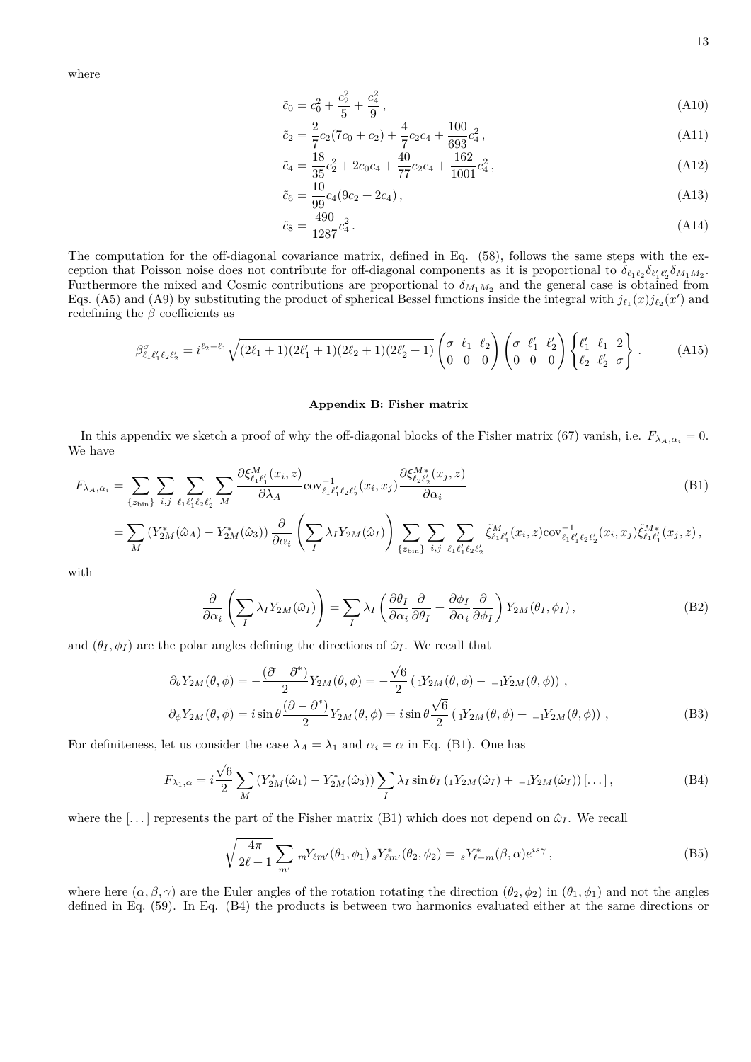where

$$\tilde{c}_0 = c_0^2 + \frac{c_2^2}{5} + \frac{c_4^2}{9}\,, \tag{A10}$$

$$\tilde{c}_2 = \frac{2}{7}c_2(7c_0 + c_2) + \frac{4}{7}c_2 c_4 + \frac{100}{693}c_4^2\,, \tag{A11}$$

$$\tilde{c}_4 = \frac{18}{35}c_2^2 + 2c_0 c_4 + \frac{40}{77}c_2 c_4 + \frac{162}{1001}c_4^2\,, \tag{A12}$$

$$\tilde{c}_6 = \frac{10}{99}c_4(9c_2 + 2c_4)\,, \tag{A13}$$

$$\tilde{c}_8 = \frac{490}{1287}c_4^2\,. \tag{A14}$$

The computation for the off-diagonal covariance matrix, defined in Eq. (58), follows the same steps with the exception that Poisson noise does not contribute for off-diagonal components as it is proportional to $\delta_{\ell_1\ell_2}\delta_{\ell_1'\ell_2'}\delta_{M_1M_2}$. Furthermore the mixed and Cosmic contributions are proportional to $\delta_{M_1M_2}$ and the general case is obtained from Eqs. (A5) and (A9) by substituting the product of spherical Bessel functions inside the integral with $j_{\ell_1}(x)j_{\ell_2}(x')$ and redefining the $\beta$ coefficients as

$$\beta^{\sigma}_{\ell_1\ell_1'\ell_2\ell_2'} = i^{\ell_2-\ell_1}\sqrt{(2\ell_1+1)(2\ell_1'+1)(2\ell_2+1)(2\ell_2'+1)}\begin{pmatrix}\sigma & \ell_1 & \ell_2\\ 0 & 0 & 0\end{pmatrix}\begin{pmatrix}\sigma & \ell_1' & \ell_2'\\ 0 & 0 & 0\end{pmatrix}\begin{Bmatrix}\ell_1' & \ell_1 & 2\\ \ell_2 & \ell_2' & \sigma\end{Bmatrix}\,. \tag{A15}$$

## Appendix B: Fisher matrix

In this appendix we sketch a proof of why the off-diagonal blocks of the Fisher matrix (67) vanish, i.e. $F_{\lambda_A,\alpha_i} = 0$. We have

$$\begin{aligned} F_{\lambda_A,\alpha_i} &= \sum_{\{z_{\rm bin}\}}\sum_{i,j}\sum_{\ell_1\ell_1'\ell_2\ell_2'}\sum_{M}\frac{\partial\xi^M_{\ell_1\ell_1'}(x_i,z)}{\partial\lambda_A}{\rm cov}^{-1}_{\ell_1\ell_1'\ell_2\ell_2'}(x_i,x_j)\frac{\partial\xi^{M*}_{\ell_2\ell_2'}(x_j,z)}{\partial\alpha_i} \\ &= \sum_M\left(Y^*_{2M}(\hat\omega_A) - Y^*_{2M}(\hat\omega_3)\right)\frac{\partial}{\partial\alpha_i}\left(\sum_I\lambda_I Y_{2M}(\hat\omega_I)\right)\sum_{\{z_{\rm bin}\}}\sum_{i,j}\sum_{\ell_1\ell_1'\ell_2\ell_2'}\tilde\xi^M_{\ell_1\ell_1'}(x_i,z){\rm cov}^{-1}_{\ell_1\ell_1'\ell_2\ell_2'}(x_i,x_j)\tilde\xi^{M*}_{\ell_1\ell_1'}(x_j,z)\,, \end{aligned} \tag{B1}$$

with

$$\frac{\partial}{\partial\alpha_i}\left(\sum_I\lambda_I Y_{2M}(\hat\omega_I)\right) = \sum_I\lambda_I\left(\frac{\partial\theta_I}{\partial\alpha_i}\frac{\partial}{\partial\theta_I} + \frac{\partial\phi_I}{\partial\alpha_i}\frac{\partial}{\partial\phi_I}\right)Y_{2M}(\theta_I,\phi_I)\,, \tag{B2}$$

and $(\theta_I,\phi_I)$ are the polar angles defining the directions of $\hat\omega_I$. We recall that

$$\begin{aligned} \partial_\theta Y_{2M}(\theta,\phi) &= -\frac{(\eth+\eth^*)}{2}Y_{2M}(\theta,\phi) = -\frac{\sqrt6}{2}\left({}_1Y_{2M}(\theta,\phi) - {}_{-1}Y_{2M}(\theta,\phi)\right)\,, \\ \partial_\phi Y_{2M}(\theta,\phi) &= i\sin\theta\frac{(\eth-\eth^*)}{2}Y_{2M}(\theta,\phi) = i\sin\theta\frac{\sqrt6}{2}\left({}_1Y_{2M}(\theta,\phi) + {}_{-1}Y_{2M}(\theta,\phi)\right)\,, \end{aligned} \tag{B3}$$

For definiteness, let us consider the case $\lambda_A = \lambda_1$ and $\alpha_i = \alpha$ in Eq. (B1). One has

$$F_{\lambda_1,\alpha} = i\frac{\sqrt6}{2}\sum_M\left(Y^*_{2M}(\hat\omega_1) - Y^*_{2M}(\hat\omega_3)\right)\sum_I\lambda_I\sin\theta_I\left({}_1Y_{2M}(\hat\omega_I) + {}_{-1}Y_{2M}(\hat\omega_I)\right)[\dots]\,, \tag{B4}$$

where the $[\dots]$ represents the part of the Fisher matrix (B1) which does not depend on $\hat\omega_I$. We recall

$$\sqrt{\frac{4\pi}{2\ell+1}}\sum_{m'}{}_mY_{\ell m'}(\theta_1,\phi_1)\,{}_sY^*_{\ell m'}(\theta_2,\phi_2) = {}_sY^*_{\ell -m}(\beta,\alpha)e^{is\gamma}\,, \tag{B5}$$

where here $(\alpha,\beta,\gamma)$ are the Euler angles of the rotation rotating the direction $(\theta_2,\phi_2)$ in $(\theta_1,\phi_1)$ and not the angles defined in Eq. (59). In Eq. (B4) the products is between two harmonics evaluated either at the same directions or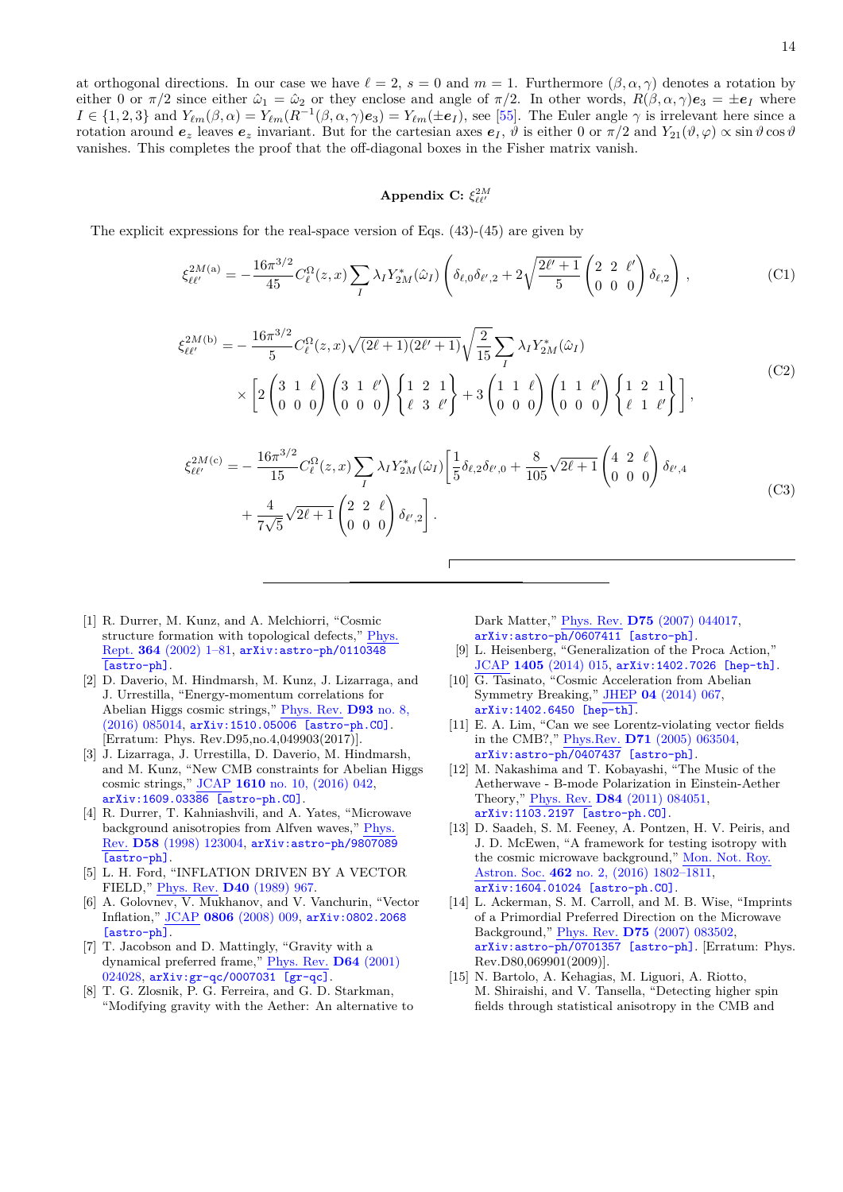at orthogonal directions. In our case we have $\ell = 2$, $s = 0$ and $m = 1$. Furthermore $(\beta, \alpha, \gamma)$ denotes a rotation by either 0 or $\pi/2$ since either $\hat{\omega}_1 = \hat{\omega}_2$ or they enclose and angle of $\pi/2$. In other words, $R(\beta, \alpha, \gamma)\boldsymbol{e}_3 = \pm\boldsymbol{e}_I$ where $I \in \{1, 2, 3\}$ and $Y_{\ell m}(\beta, \alpha) = Y_{\ell m}(R^{-1}(\beta, \alpha, \gamma)\boldsymbol{e}_3) = Y_{\ell m}(\pm\boldsymbol{e}_I)$, see [55]. The Euler angle $\gamma$ is irrelevant here since a rotation around $\boldsymbol{e}_z$ leaves $\boldsymbol{e}_z$ invariant. But for the cartesian axes $\boldsymbol{e}_I$, $\vartheta$ is either 0 or $\pi/2$ and $Y_{21}(\vartheta, \varphi) \propto \sin\vartheta\cos\vartheta$ vanishes. This completes the proof that the off-diagonal boxes in the Fisher matrix vanish.

## Appendix C: $\xi^{2M}_{\ell\ell'}$

The explicit expressions for the real-space version of Eqs. (43)-(45) are given by

$$\xi^{2M(\mathrm{a})}_{\ell\ell'} = -\frac{16\pi^{3/2}}{45} C^{\Omega}_{\ell}(z,x) \sum_I \lambda_I Y^*_{2M}(\hat{\omega}_I) \left( \delta_{\ell,0}\delta_{\ell',2} + 2\sqrt{\frac{2\ell'+1}{5}} \begin{pmatrix} 2 & 2 & \ell' \\ 0 & 0 & 0 \end{pmatrix} \delta_{\ell,2} \right), \tag{C1}$$

$$\begin{aligned} \xi^{2M(\mathrm{b})}_{\ell\ell'} = &-\frac{16\pi^{3/2}}{5} C^{\Omega}_{\ell}(z,x) \sqrt{(2\ell+1)(2\ell'+1)} \sqrt{\frac{2}{15}} \sum_I \lambda_I Y^*_{2M}(\hat{\omega}_I) \\ &\times \left[ 2 \begin{pmatrix} 3 & 1 & \ell \\ 0 & 0 & 0 \end{pmatrix} \begin{pmatrix} 3 & 1 & \ell' \\ 0 & 0 & 0 \end{pmatrix} \begin{Bmatrix} 1 & 2 & 1 \\ \ell & 3 & \ell' \end{Bmatrix} + 3 \begin{pmatrix} 1 & 1 & \ell \\ 0 & 0 & 0 \end{pmatrix} \begin{pmatrix} 1 & 1 & \ell' \\ 0 & 0 & 0 \end{pmatrix} \begin{Bmatrix} 1 & 2 & 1 \\ \ell & 1 & \ell' \end{Bmatrix} \right], \end{aligned} \tag{C2}$$

$$\begin{aligned} \xi^{2M(\mathrm{c})}_{\ell\ell'} = &-\frac{16\pi^{3/2}}{15} C^{\Omega}_{\ell}(z,x) \sum_I \lambda_I Y^*_{2M}(\hat{\omega}_I) \left[ \frac{1}{5}\delta_{\ell,2}\delta_{\ell',0} + \frac{8}{105}\sqrt{2\ell+1} \begin{pmatrix} 4 & 2 & \ell \\ 0 & 0 & 0 \end{pmatrix} \delta_{\ell',4} \right. \\ &\left. + \frac{4}{7\sqrt{5}}\sqrt{2\ell+1} \begin{pmatrix} 2 & 2 & \ell \\ 0 & 0 & 0 \end{pmatrix} \delta_{\ell',2} \right]. \end{aligned} \tag{C3}$$

---

[1] R. Durrer, M. Kunz, and A. Melchiorri, "Cosmic structure formation with topological defects," Phys. Rept. **364** (2002) 1–81, arXiv:astro-ph/0110348 [astro-ph].

[2] D. Daverio, M. Hindmarsh, M. Kunz, J. Lizarraga, and J. Urrestilla, "Energy-momentum correlations for Abelian Higgs cosmic strings," Phys. Rev. **D93** no. 8, (2016) 085014, arXiv:1510.05006 [astro-ph.CO]. [Erratum: Phys. Rev.D95,no.4,049903(2017)].

[3] J. Lizarraga, J. Urrestilla, D. Daverio, M. Hindmarsh, and M. Kunz, "New CMB constraints for Abelian Higgs cosmic strings," JCAP **1610** no. 10, (2016) 042, arXiv:1609.03386 [astro-ph.CO].

[4] R. Durrer, T. Kahniashvili, and A. Yates, "Microwave background anisotropies from Alfven waves," Phys. Rev. **D58** (1998) 123004, arXiv:astro-ph/9807089 [astro-ph].

[5] L. H. Ford, "INFLATION DRIVEN BY A VECTOR FIELD," Phys. Rev. **D40** (1989) 967.

[6] A. Golovnev, V. Mukhanov, and V. Vanchurin, "Vector Inflation," JCAP **0806** (2008) 009, arXiv:0802.2068 [astro-ph].

[7] T. Jacobson and D. Mattingly, "Gravity with a dynamical preferred frame," Phys. Rev. **D64** (2001) 024028, arXiv:gr-qc/0007031 [gr-qc].

[8] T. G. Zlosnik, P. G. Ferreira, and G. D. Starkman, "Modifying gravity with the Aether: An alternative to Dark Matter," Phys. Rev. **D75** (2007) 044017, arXiv:astro-ph/0607411 [astro-ph].

[9] L. Heisenberg, "Generalization of the Proca Action," JCAP **1405** (2014) 015, arXiv:1402.7026 [hep-th].

[10] G. Tasinato, "Cosmic Acceleration from Abelian Symmetry Breaking," JHEP **04** (2014) 067, arXiv:1402.6450 [hep-th].

[11] E. A. Lim, "Can we see Lorentz-violating vector fields in the CMB?," Phys.Rev. **D71** (2005) 063504, arXiv:astro-ph/0407437 [astro-ph].

[12] M. Nakashima and T. Kobayashi, "The Music of the Aetherwave - B-mode Polarization in Einstein-Aether Theory," Phys. Rev. **D84** (2011) 084051, arXiv:1103.2197 [astro-ph.CO].

[13] D. Saadeh, S. M. Feeney, A. Pontzen, H. V. Peiris, and J. D. McEwen, "A framework for testing isotropy with the cosmic microwave background," Mon. Not. Roy. Astron. Soc. **462** no. 2, (2016) 1802–1811, arXiv:1604.01024 [astro-ph.CO].

[14] L. Ackerman, S. M. Carroll, and M. B. Wise, "Imprints of a Primordial Preferred Direction on the Microwave Background," Phys. Rev. **D75** (2007) 083502, arXiv:astro-ph/0701357 [astro-ph]. [Erratum: Phys. Rev.D80,069901(2009)].

[15] N. Bartolo, A. Kehagias, M. Liguori, A. Riotto, M. Shiraishi, and V. Tansella, "Detecting higher spin fields through statistical anisotropy in the CMB and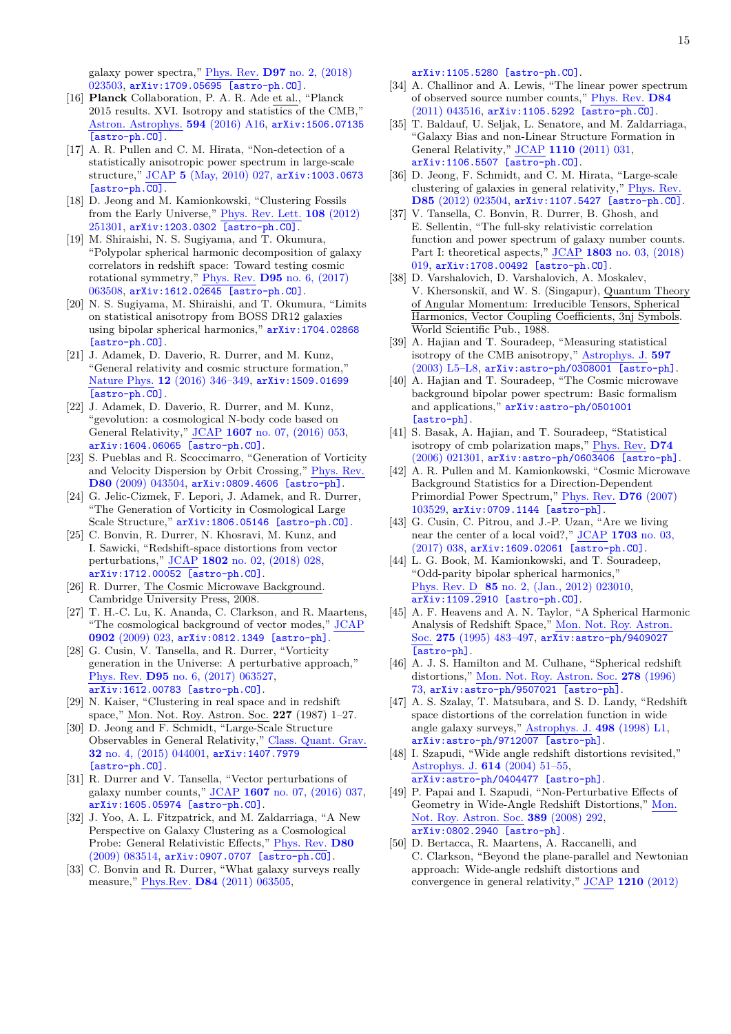galaxy power spectra," Phys. Rev. **D97** no. 2, (2018) 023503, arXiv:1709.05695 [astro-ph.CO].

[16] **Planck** Collaboration, P. A. R. Ade et al., "Planck 2015 results. XVI. Isotropy and statistics of the CMB," Astron. Astrophys. **594** (2016) A16, arXiv:1506.07135 [astro-ph.CO].

[17] A. R. Pullen and C. M. Hirata, "Non-detection of a statistically anisotropic power spectrum in large-scale structure," JCAP **5** (May, 2010) 027, arXiv:1003.0673 [astro-ph.CO].

[18] D. Jeong and M. Kamionkowski, "Clustering Fossils from the Early Universe," Phys. Rev. Lett. **108** (2012) 251301, arXiv:1203.0302 [astro-ph.CO].

[19] M. Shiraishi, N. S. Sugiyama, and T. Okumura, "Polypolar spherical harmonic decomposition of galaxy correlators in redshift space: Toward testing cosmic rotational symmetry," Phys. Rev. **D95** no. 6, (2017) 063508, arXiv:1612.02645 [astro-ph.CO].

[20] N. S. Sugiyama, M. Shiraishi, and T. Okumura, "Limits on statistical anisotropy from BOSS DR12 galaxies using bipolar spherical harmonics," arXiv:1704.02868 [astro-ph.CO].

[21] J. Adamek, D. Daverio, R. Durrer, and M. Kunz, "General relativity and cosmic structure formation," Nature Phys. **12** (2016) 346–349, arXiv:1509.01699 [astro-ph.CO].

[22] J. Adamek, D. Daverio, R. Durrer, and M. Kunz, "gevolution: a cosmological N-body code based on General Relativity," JCAP **1607** no. 07, (2016) 053, arXiv:1604.06065 [astro-ph.CO].

[23] S. Pueblas and R. Scoccimarro, "Generation of Vorticity and Velocity Dispersion by Orbit Crossing," Phys. Rev. **D80** (2009) 043504, arXiv:0809.4606 [astro-ph].

[24] G. Jelic-Cizmek, F. Lepori, J. Adamek, and R. Durrer, "The Generation of Vorticity in Cosmological Large Scale Structure," arXiv:1806.05146 [astro-ph.CO].

[25] C. Bonvin, R. Durrer, N. Khosravi, M. Kunz, and I. Sawicki, "Redshift-space distortions from vector perturbations," JCAP **1802** no. 02, (2018) 028, arXiv:1712.00052 [astro-ph.CO].

[26] R. Durrer, The Cosmic Microwave Background. Cambridge University Press, 2008.

[27] T. H.-C. Lu, K. Ananda, C. Clarkson, and R. Maartens, "The cosmological background of vector modes," JCAP **0902** (2009) 023, arXiv:0812.1349 [astro-ph].

[28] G. Cusin, V. Tansella, and R. Durrer, "Vorticity generation in the Universe: A perturbative approach," Phys. Rev. **D95** no. 6, (2017) 063527, arXiv:1612.00783 [astro-ph.CO].

[29] N. Kaiser, "Clustering in real space and in redshift space," Mon. Not. Roy. Astron. Soc. **227** (1987) 1–27.

[30] D. Jeong and F. Schmidt, "Large-Scale Structure Observables in General Relativity," Class. Quant. Grav. **32** no. 4, (2015) 044001, arXiv:1407.7979 [astro-ph.CO].

[31] R. Durrer and V. Tansella, "Vector perturbations of galaxy number counts," JCAP **1607** no. 07, (2016) 037, arXiv:1605.05974 [astro-ph.CO].

[32] J. Yoo, A. L. Fitzpatrick, and M. Zaldarriaga, "A New Perspective on Galaxy Clustering as a Cosmological Probe: General Relativistic Effects," Phys. Rev. **D80** (2009) 083514, arXiv:0907.0707 [astro-ph.CO].

[33] C. Bonvin and R. Durrer, "What galaxy surveys really measure," Phys.Rev. **D84** (2011) 063505, arXiv:1105.5280 [astro-ph.CO].

[34] A. Challinor and A. Lewis, "The linear power spectrum of observed source number counts," Phys. Rev. **D84** (2011) 043516, arXiv:1105.5292 [astro-ph.CO].

[35] T. Baldauf, U. Seljak, L. Senatore, and M. Zaldarriaga, "Galaxy Bias and non-Linear Structure Formation in General Relativity," JCAP **1110** (2011) 031, arXiv:1106.5507 [astro-ph.CO].

[36] D. Jeong, F. Schmidt, and C. M. Hirata, "Large-scale clustering of galaxies in general relativity," Phys. Rev. **D85** (2012) 023504, arXiv:1107.5427 [astro-ph.CO].

[37] V. Tansella, C. Bonvin, R. Durrer, B. Ghosh, and E. Sellentin, "The full-sky relativistic correlation function and power spectrum of galaxy number counts. Part I: theoretical aspects," JCAP **1803** no. 03, (2018) 019, arXiv:1708.00492 [astro-ph.CO].

[38] D. Varshalovich, D. Varshalovich, A. Moskalev, V. Khersonskiĭ, and W. S. (Singapur), Quantum Theory of Angular Momentum: Irreducible Tensors, Spherical Harmonics, Vector Coupling Coefficients, 3nj Symbols. World Scientific Pub., 1988.

[39] A. Hajian and T. Souradeep, "Measuring statistical isotropy of the CMB anisotropy," Astrophys. J. **597** (2003) L5–L8, arXiv:astro-ph/0308001 [astro-ph].

[40] A. Hajian and T. Souradeep, "The Cosmic microwave background bipolar power spectrum: Basic formalism and applications," arXiv:astro-ph/0501001 [astro-ph].

[41] S. Basak, A. Hajian, and T. Souradeep, "Statistical isotropy of cmb polarization maps," Phys. Rev. **D74** (2006) 021301, arXiv:astro-ph/0603406 [astro-ph].

[42] A. R. Pullen and M. Kamionkowski, "Cosmic Microwave Background Statistics for a Direction-Dependent Primordial Power Spectrum," Phys. Rev. **D76** (2007) 103529, arXiv:0709.1144 [astro-ph].

[43] G. Cusin, C. Pitrou, and J.-P. Uzan, "Are we living near the center of a local void?," JCAP **1703** no. 03, (2017) 038, arXiv:1609.02061 [astro-ph.CO].

[44] L. G. Book, M. Kamionkowski, and T. Souradeep, "Odd-parity bipolar spherical harmonics," Phys. Rev. D **85** no. 2, (Jan., 2012) 023010, arXiv:1109.2910 [astro-ph.CO].

[45] A. F. Heavens and A. N. Taylor, "A Spherical Harmonic Analysis of Redshift Space," Mon. Not. Roy. Astron. Soc. **275** (1995) 483–497, arXiv:astro-ph/9409027 [astro-ph].

[46] A. J. S. Hamilton and M. Culhane, "Spherical redshift distortions," Mon. Not. Roy. Astron. Soc. **278** (1996) 73, arXiv:astro-ph/9507021 [astro-ph].

[47] A. S. Szalay, T. Matsubara, and S. D. Landy, "Redshift space distortions of the correlation function in wide angle galaxy surveys," Astrophys. J. **498** (1998) L1, arXiv:astro-ph/9712007 [astro-ph].

[48] I. Szapudi, "Wide angle redshift distortions revisited," Astrophys. J. **614** (2004) 51–55, arXiv:astro-ph/0404477 [astro-ph].

[49] P. Papai and I. Szapudi, "Non-Perturbative Effects of Geometry in Wide-Angle Redshift Distortions," Mon. Not. Roy. Astron. Soc. **389** (2008) 292, arXiv:0802.2940 [astro-ph].

[50] D. Bertacca, R. Maartens, A. Raccanelli, and C. Clarkson, "Beyond the plane-parallel and Newtonian approach: Wide-angle redshift distortions and convergence in general relativity," JCAP **1210** (2012)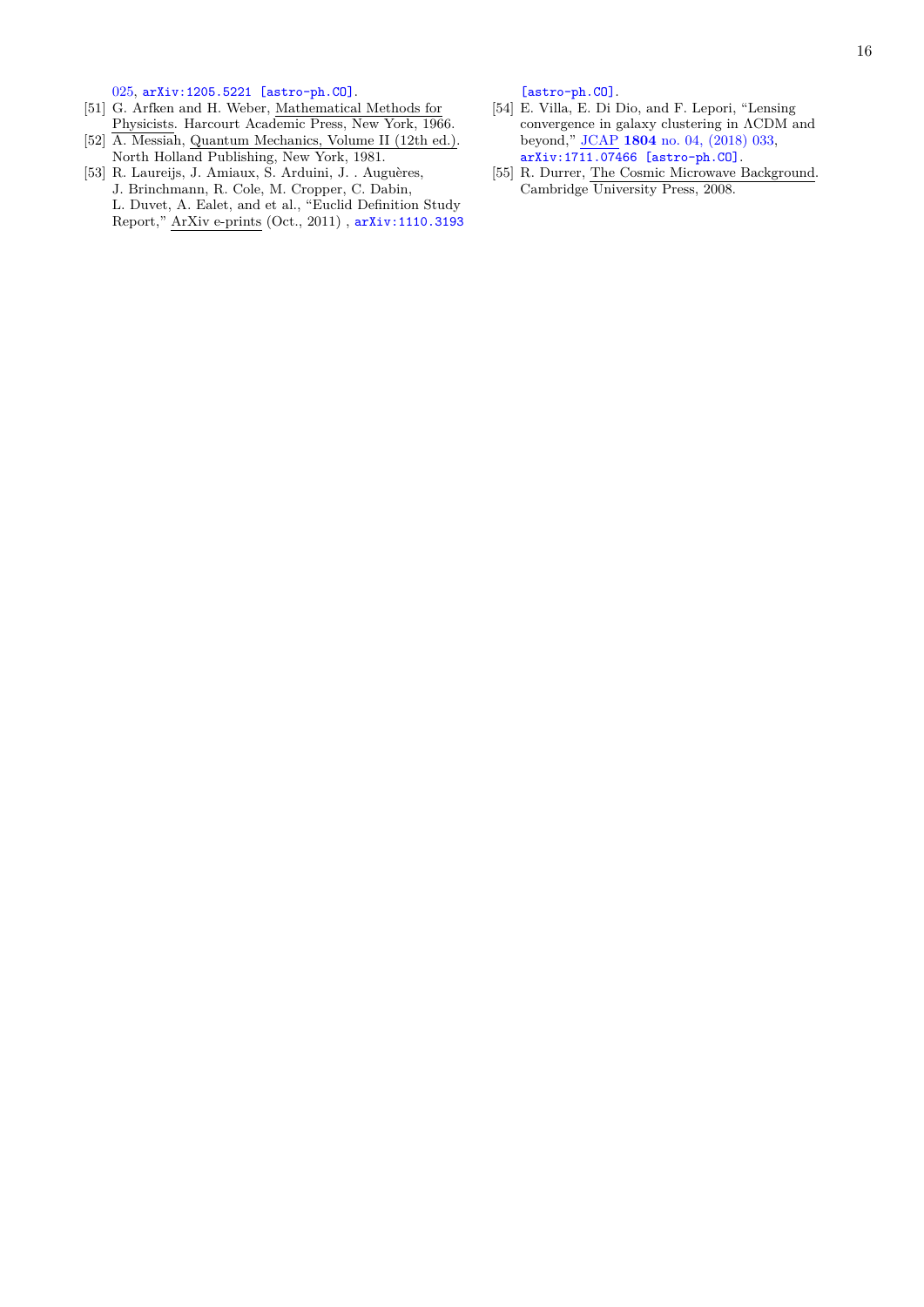025, arXiv:1205.5221 [astro-ph.CO].

[51] G. Arfken and H. Weber, Mathematical Methods for Physicists. Harcourt Academic Press, New York, 1966.

[52] A. Messiah, Quantum Mechanics, Volume II (12th ed.). North Holland Publishing, New York, 1981.

[53] R. Laureijs, J. Amiaux, S. Arduini, J. . Augueres, J. Brinchmann, R. Cole, M. Cropper, C. Dabin, L. Duvet, A. Ealet, and et al., "Euclid Definition Study Report," ArXiv e-prints (Oct., 2011) , arXiv:1110.3193 [astro-ph.CO].

[54] E. Villa, E. Di Dio, and F. Lepori, "Lensing convergence in galaxy clustering in ΛCDM and beyond," JCAP **1804** no. 04, (2018) 033, arXiv:1711.07466 [astro-ph.CO].

[55] R. Durrer, The Cosmic Microwave Background. Cambridge University Press, 2008.